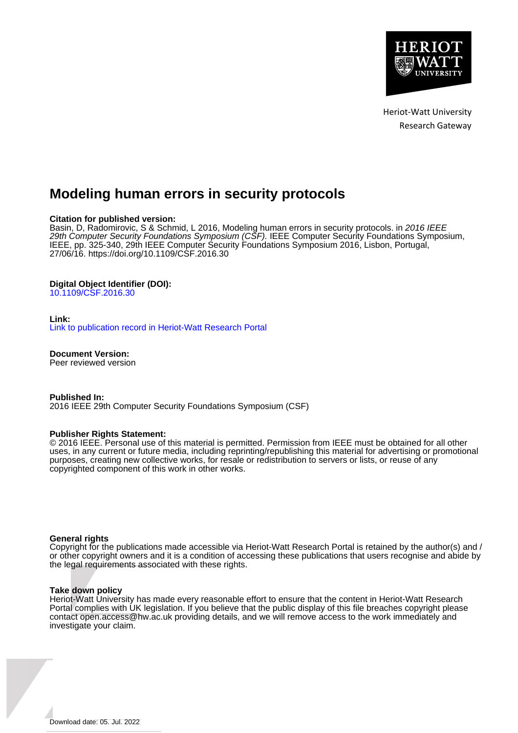Heriot-Watt University
Research Gateway

# Modeling human errors in security protocols

**Citation for published version:**
Basin, D, Radomirovic, S & Schmid, L 2016, Modeling human errors in security protocols. in *2016 IEEE 29th Computer Security Foundations Symposium (CSF).* IEEE Computer Security Foundations Symposium, IEEE, pp. 325-340, 29th IEEE Computer Security Foundations Symposium 2016, Lisbon, Portugal, 27/06/16. https://doi.org/10.1109/CSF.2016.30

**Digital Object Identifier (DOI):**
10.1109/CSF.2016.30

**Link:**
Link to publication record in Heriot-Watt Research Portal

**Document Version:**
Peer reviewed version

**Published In:**
2016 IEEE 29th Computer Security Foundations Symposium (CSF)

**Publisher Rights Statement:**
© 2016 IEEE. Personal use of this material is permitted. Permission from IEEE must be obtained for all other uses, in any current or future media, including reprinting/republishing this material for advertising or promotional purposes, creating new collective works, for resale or redistribution to servers or lists, or reuse of any copyrighted component of this work in other works.

**General rights**
Copyright for the publications made accessible via Heriot-Watt Research Portal is retained by the author(s) and / or other copyright owners and it is a condition of accessing these publications that users recognise and abide by the legal requirements associated with these rights.

**Take down policy**
Heriot-Watt University has made every reasonable effort to ensure that the content in Heriot-Watt Research Portal complies with UK legislation. If you believe that the public display of this file breaches copyright please contact open.access@hw.ac.uk providing details, and we will remove access to the work immediately and investigate your claim.

Download date: 05. Jul. 2022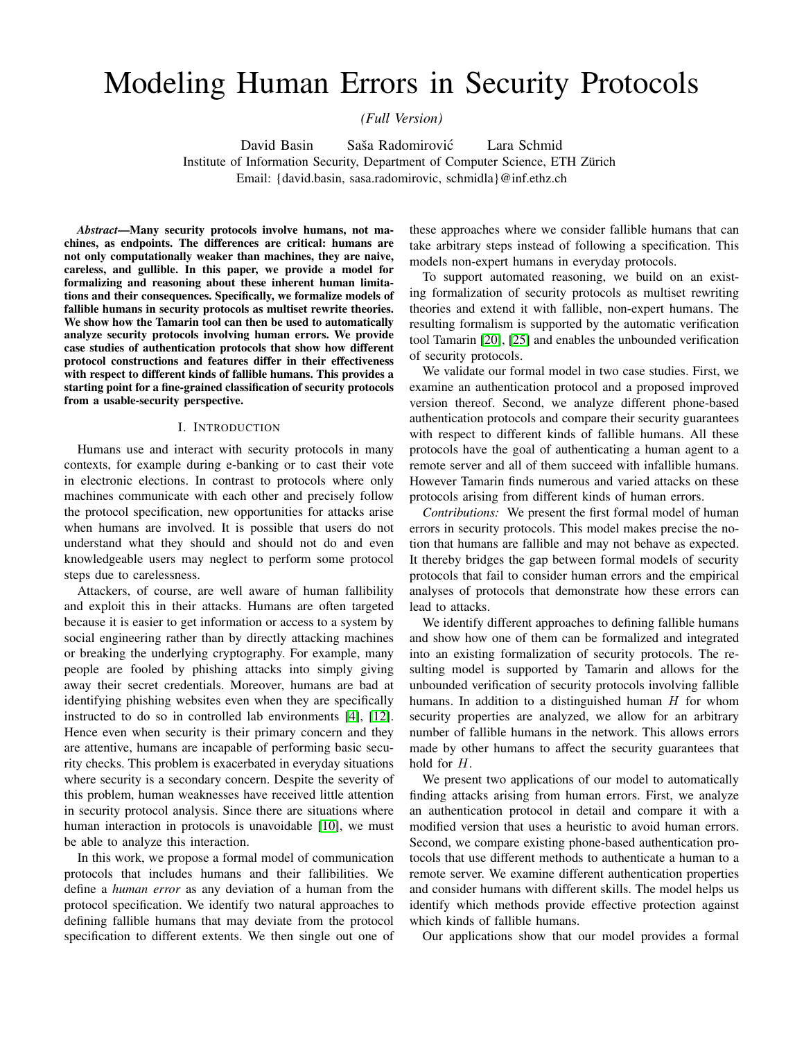# Modeling Human Errors in Security Protocols

*(Full Version)*

David Basin Saša Radomirović Lara Schmid

Institute of Information Security, Department of Computer Science, ETH Zürich

Email: {david.basin, sasa.radomirovic, schmidla}@inf.ethz.ch

***Abstract*—Many security protocols involve humans, not machines, as endpoints. The differences are critical: humans are not only computationally weaker than machines, they are naive, careless, and gullible. In this paper, we provide a model for formalizing and reasoning about these inherent human limitations and their consequences. Specifically, we formalize models of fallible humans in security protocols as multiset rewrite theories. We show how the Tamarin tool can then be used to automatically analyze security protocols involving human errors. We provide case studies of authentication protocols that show how different protocol constructions and features differ in their effectiveness with respect to different kinds of fallible humans. This provides a starting point for a fine-grained classification of security protocols from a usable-security perspective.**

## I. Introduction

Humans use and interact with security protocols in many contexts, for example during e-banking or to cast their vote in electronic elections. In contrast to protocols where only machines communicate with each other and precisely follow the protocol specification, new opportunities for attacks arise when humans are involved. It is possible that users do not understand what they should and should not do and even knowledgeable users may neglect to perform some protocol steps due to carelessness.

Attackers, of course, are well aware of human fallibility and exploit this in their attacks. Humans are often targeted because it is easier to get information or access to a system by social engineering rather than by directly attacking machines or breaking the underlying cryptography. For example, many people are fooled by phishing attacks into simply giving away their secret credentials. Moreover, humans are bad at identifying phishing websites even when they are specifically instructed to do so in controlled lab environments [4], [12]. Hence even when security is their primary concern and they are attentive, humans are incapable of performing basic security checks. This problem is exacerbated in everyday situations where security is a secondary concern. Despite the severity of this problem, human weaknesses have received little attention in security protocol analysis. Since there are situations where human interaction in protocols is unavoidable [10], we must be able to analyze this interaction.

In this work, we propose a formal model of communication protocols that includes humans and their fallibilities. We define a *human error* as any deviation of a human from the protocol specification. We identify two natural approaches to defining fallible humans that may deviate from the protocol specification to different extents. We then single out one of these approaches where we consider fallible humans that can take arbitrary steps instead of following a specification. This models non-expert humans in everyday protocols.

To support automated reasoning, we build on an existing formalization of security protocols as multiset rewriting theories and extend it with fallible, non-expert humans. The resulting formalism is supported by the automatic verification tool Tamarin [20], [25] and enables the unbounded verification of security protocols.

We validate our formal model in two case studies. First, we examine an authentication protocol and a proposed improved version thereof. Second, we analyze different phone-based authentication protocols and compare their security guarantees with respect to different kinds of fallible humans. All these protocols have the goal of authenticating a human agent to a remote server and all of them succeed with infallible humans. However Tamarin finds numerous and varied attacks on these protocols arising from different kinds of human errors.

*Contributions:* We present the first formal model of human errors in security protocols. This model makes precise the notion that humans are fallible and may not behave as expected. It thereby bridges the gap between formal models of security protocols that fail to consider human errors and the empirical analyses of protocols that demonstrate how these errors can lead to attacks.

We identify different approaches to defining fallible humans and show how one of them can be formalized and integrated into an existing formalization of security protocols. The resulting model is supported by Tamarin and allows for the unbounded verification of security protocols involving fallible humans. In addition to a distinguished human $H$ for whom security properties are analyzed, we allow for an arbitrary number of fallible humans in the network. This allows errors made by other humans to affect the security guarantees that hold for $H$.

We present two applications of our model to automatically finding attacks arising from human errors. First, we analyze an authentication protocol in detail and compare it with a modified version that uses a heuristic to avoid human errors. Second, we compare existing phone-based authentication protocols that use different methods to authenticate a human to a remote server. We examine different authentication properties and consider humans with different skills. The model helps us identify which methods provide effective protection against which kinds of fallible humans.

Our applications show that our model provides a formal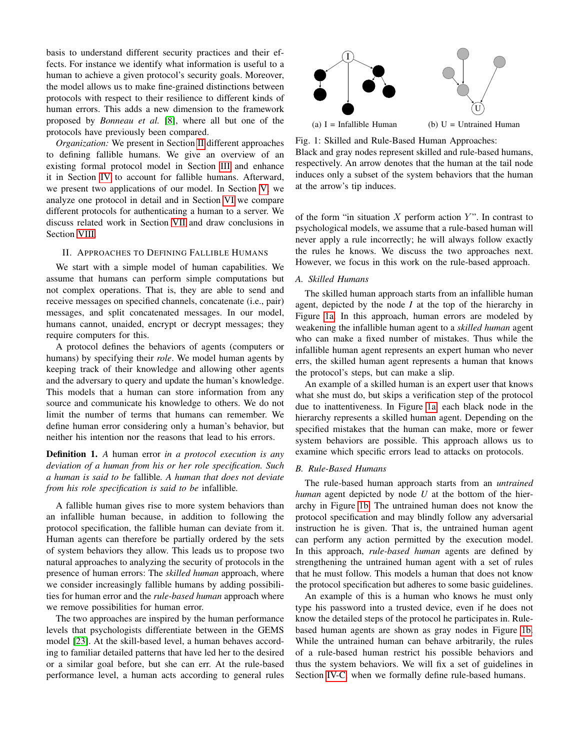basis to understand different security practices and their effects. For instance we identify what information is useful to a human to achieve a given protocol's security goals. Moreover, the model allows us to make fine-grained distinctions between protocols with respect to their resilience to different kinds of human errors. This adds a new dimension to the framework proposed by *Bonneau et al.* [8], where all but one of the protocols have previously been compared.

*Organization:* We present in Section II different approaches to defining fallible humans. We give an overview of an existing formal protocol model in Section III and enhance it in Section IV to account for fallible humans. Afterward, we present two applications of our model. In Section V, we analyze one protocol in detail and in Section VI we compare different protocols for authenticating a human to a server. We discuss related work in Section VII and draw conclusions in Section VIII.

## II. Approaches to Defining Fallible Humans

We start with a simple model of human capabilities. We assume that humans can perform simple computations but not complex operations. That is, they are able to send and receive messages on specified channels, concatenate (i.e., pair) messages, and split concatenated messages. In our model, humans cannot, unaided, encrypt or decrypt messages; they require computers for this.

A protocol defines the behaviors of agents (computers or humans) by specifying their *role*. We model human agents by keeping track of their knowledge and allowing other agents and the adversary to query and update the human's knowledge. This models that a human can store information from any source and communicate his knowledge to others. We do not limit the number of terms that humans can remember. We define human error considering only a human's behavior, but neither his intention nor the reasons that lead to his errors.

**Definition 1.** *A* human error *in a protocol execution is any deviation of a human from his or her role specification. Such a human is said to be* fallible*. A human that does not deviate from his role specification is said to be* infallible*.*

A fallible human gives rise to more system behaviors than an infallible human because, in addition to following the protocol specification, the fallible human can deviate from it. Human agents can therefore be partially ordered by the sets of system behaviors they allow. This leads us to propose two natural approaches to analyzing the security of protocols in the presence of human errors: The *skilled human* approach, where we consider increasingly fallible humans by adding possibilities for human error and the *rule-based human* approach where we remove possibilities for human error.

The two approaches are inspired by the human performance levels that psychologists differentiate between in the GEMS model [23]. At the skill-based level, a human behaves according to familiar detailed patterns that have led her to the desired or a similar goal before, but she can err. At the rule-based performance level, a human acts according to general rules of the form "in situation $X$ perform action $Y$". In contrast to psychological models, we assume that a rule-based human will never apply a rule incorrectly; he will always follow exactly the rules he knows. We discuss the two approaches next. However, we focus in this work on the rule-based approach.

(a) I = Infallible Human

(b) U = Untrained Human

Fig. 1: Skilled and Rule-Based Human Approaches: Black and gray nodes represent skilled and rule-based humans, respectively. An arrow denotes that the human at the tail node induces only a subset of the system behaviors that the human at the arrow's tip induces.

### A. Skilled Humans

The skilled human approach starts from an infallible human agent, depicted by the node $I$ at the top of the hierarchy in Figure 1a. In this approach, human errors are modeled by weakening the infallible human agent to a *skilled human* agent who can make a fixed number of mistakes. Thus while the infallible human agent represents an expert human who never errs, the skilled human agent represents a human that knows the protocol's steps, but can make a slip.

An example of a skilled human is an expert user that knows what she must do, but skips a verification step of the protocol due to inattentiveness. In Figure 1a each black node in the hierarchy represents a skilled human agent. Depending on the specified mistakes that the human can make, more or fewer system behaviors are possible. This approach allows us to examine which specific errors lead to attacks on protocols.

### B. Rule-Based Humans

The rule-based human approach starts from an *untrained human* agent depicted by node $U$ at the bottom of the hierarchy in Figure 1b. The untrained human does not know the protocol specification and may blindly follow any adversarial instruction he is given. That is, the untrained human agent can perform any action permitted by the execution model. In this approach, *rule-based human* agents are defined by strengthening the untrained human agent with a set of rules that he must follow. This models a human that does not know the protocol specification but adheres to some basic guidelines.

An example of this is a human who knows he must only type his password into a trusted device, even if he does not know the detailed steps of the protocol he participates in. Rule-based human agents are shown as gray nodes in Figure 1b. While the untrained human can behave arbitrarily, the rules of a rule-based human restrict his possible behaviors and thus the system behaviors. We will fix a set of guidelines in Section IV-C when we formally define rule-based humans.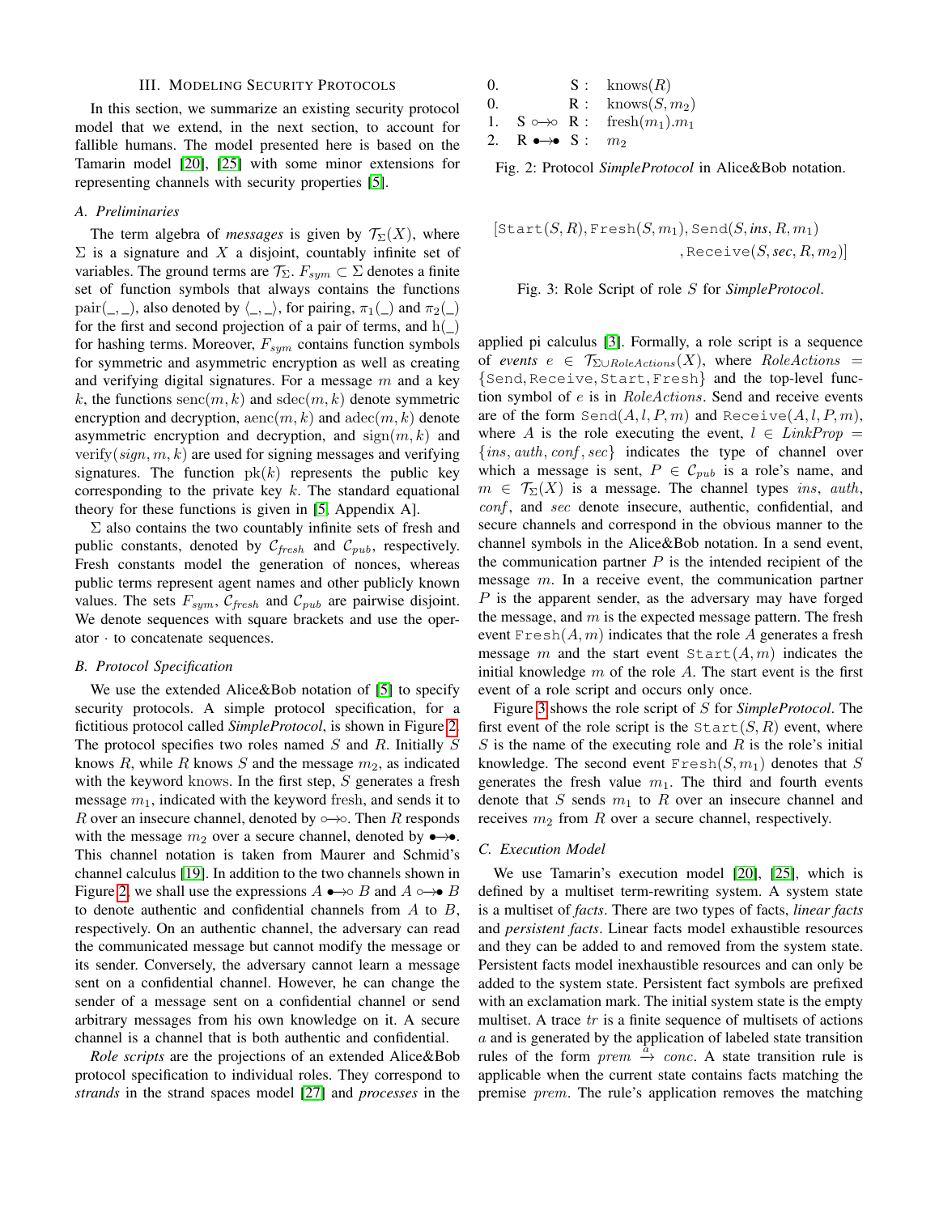## III. Modeling Security Protocols

In this section, we summarize an existing security protocol model that we extend, in the next section, to account for fallible humans. The model presented here is based on the Tamarin model [20], [25] with some minor extensions for representing channels with security properties [5].

### A. Preliminaries

The term algebra of *messages* is given by $\mathcal{T}_\Sigma(X)$, where $\Sigma$ is a signature and $X$ a disjoint, countably infinite set of variables. The ground terms are $\mathcal{T}_\Sigma$. $F_{sym} \subset \Sigma$ denotes a finite set of function symbols that always contains the functions $\mathrm{pair}(\_,\_)$, also denoted by $\langle \_,\_ \rangle$, for pairing, $\pi_1(\_)$ and $\pi_2(\_)$ for the first and second projection of a pair of terms, and $\mathrm{h}(\_)$ for hashing terms. Moreover, $F_{sym}$ contains function symbols for symmetric and asymmetric encryption as well as creating and verifying digital signatures. For a message $m$ and a key $k$, the functions $\mathrm{senc}(m, k)$ and $\mathrm{sdec}(m, k)$ denote symmetric encryption and decryption, $\mathrm{aenc}(m, k)$ and $\mathrm{adec}(m, k)$ denote asymmetric encryption and decryption, and $\mathrm{sign}(m, k)$ and $\mathrm{verify}(sign, m, k)$ are used for signing messages and verifying signatures. The function $\mathrm{pk}(k)$ represents the public key corresponding to the private key $k$. The standard equational theory for these functions is given in [5, Appendix A].

$\Sigma$ also contains the two countably infinite sets of fresh and public constants, denoted by $\mathcal{C}_{fresh}$ and $\mathcal{C}_{pub}$, respectively. Fresh constants model the generation of nonces, whereas public terms represent agent names and other publicly known values. The sets $F_{sym}$, $\mathcal{C}_{fresh}$ and $\mathcal{C}_{pub}$ are pairwise disjoint. We denote sequences with square brackets and use the operator $\cdot$ to concatenate sequences.

### B. Protocol Specification

We use the extended Alice&Bob notation of [5] to specify security protocols. A simple protocol specification, for a fictitious protocol called *SimpleProtocol*, is shown in Figure 2. The protocol specifies two roles named $S$ and $R$. Initially $S$ knows $R$, while $R$ knows $S$ and the message $m_2$, as indicated with the keyword knows. In the first step, $S$ generates a fresh message $m_1$, indicated with the keyword fresh, and sends it to $R$ over an insecure channel, denoted by $\circ\!\!\rightarrow\!\!\circ$. Then $R$ responds with the message $m_2$ over a secure channel, denoted by $\bullet\!\!\rightarrow\!\!\bullet$. This channel notation is taken from Maurer and Schmid's channel calculus [19]. In addition to the two channels shown in Figure 2, we shall use the expressions $A \bullet\!\!\rightarrow\!\!\circ B$ and $A \circ\!\!\rightarrow\!\!\bullet B$ to denote authentic and confidential channels from $A$ to $B$, respectively. On an authentic channel, the adversary can read the communicated message but cannot modify the message or its sender. Conversely, the adversary cannot learn a message sent on a confidential channel. However, he can change the sender of a message sent on a confidential channel or send arbitrary messages from his own knowledge on it. A secure channel is a channel that is both authentic and confidential.

*Role scripts* are the projections of an extended Alice&Bob protocol specification to individual roles. They correspond to *strands* in the strand spaces model [27] and *processes* in the applied pi calculus [3]. Formally, a role script is a sequence of *events* $e \in \mathcal{T}_{\Sigma \cup RoleActions}(X)$, where $RoleActions = \{\texttt{Send}, \texttt{Receive}, \texttt{Start}, \texttt{Fresh}\}$ and the top-level function symbol of $e$ is in $RoleActions$. Send and receive events are of the form $\texttt{Send}(A, l, P, m)$ and $\texttt{Receive}(A, l, P, m)$, where $A$ is the role executing the event, $l \in LinkProp = \{ins, auth, conf, sec\}$ indicates the type of channel over which a message is sent, $P \in \mathcal{C}_{pub}$ is a role's name, and $m \in \mathcal{T}_\Sigma(X)$ is a message. The channel types $ins$, $auth$, $conf$, and $sec$ denote insecure, authentic, confidential, and secure channels and correspond in the obvious manner to the channel symbols in the Alice&Bob notation. In a send event, the communication partner $P$ is the intended recipient of the message $m$. In a receive event, the communication partner $P$ is the apparent sender, as the adversary may have forged the message, and $m$ is the expected message pattern. The fresh event $\texttt{Fresh}(A, m)$ indicates that the role $A$ generates a fresh message $m$ and the start event $\texttt{Start}(A, m)$ indicates the initial knowledge $m$ of the role $A$. The start event is the first event of a role script and occurs only once.

| | | |
|---|---|---|
| 0. | S : | knows($R$) |
| 0. | R : | knows($S, m_2$) |
| 1. | S $\circ\!\!\rightarrow\!\!\circ$ R : | fresh($m_1$).$m_1$ |
| 2. | R $\bullet\!\!\rightarrow\!\!\bullet$ S : | $m_2$ |

Fig. 2: Protocol *SimpleProtocol* in Alice&Bob notation.

$$[\texttt{Start}(S, R), \texttt{Fresh}(S, m_1), \texttt{Send}(S, \textit{ins}, R, m_1), \texttt{Receive}(S, \textit{sec}, R, m_2)]$$

Fig. 3: Role Script of role $S$ for *SimpleProtocol*.

Figure 3 shows the role script of $S$ for *SimpleProtocol*. The first event of the role script is the $\texttt{Start}(S, R)$ event, where $S$ is the name of the executing role and $R$ is the role's initial knowledge. The second event $\texttt{Fresh}(S, m_1)$ denotes that $S$ generates the fresh value $m_1$. The third and fourth events denote that $S$ sends $m_1$ to $R$ over an insecure channel and receives $m_2$ from $R$ over a secure channel, respectively.

### C. Execution Model

We use Tamarin's execution model [20], [25], which is defined by a multiset term-rewriting system. A system state is a multiset of *facts*. There are two types of facts, *linear facts* and *persistent facts*. Linear facts model exhaustible resources and they can be added to and removed from the system state. Persistent facts model inexhaustible resources and can only be added to the system state. Persistent fact symbols are prefixed with an exclamation mark. The initial system state is the empty multiset. A trace $tr$ is a finite sequence of multisets of actions $a$ and is generated by the application of labeled state transition rules of the form $prem \xrightarrow{a} conc$. A state transition rule is applicable when the current state contains facts matching the premise $prem$. The rule's application removes the matching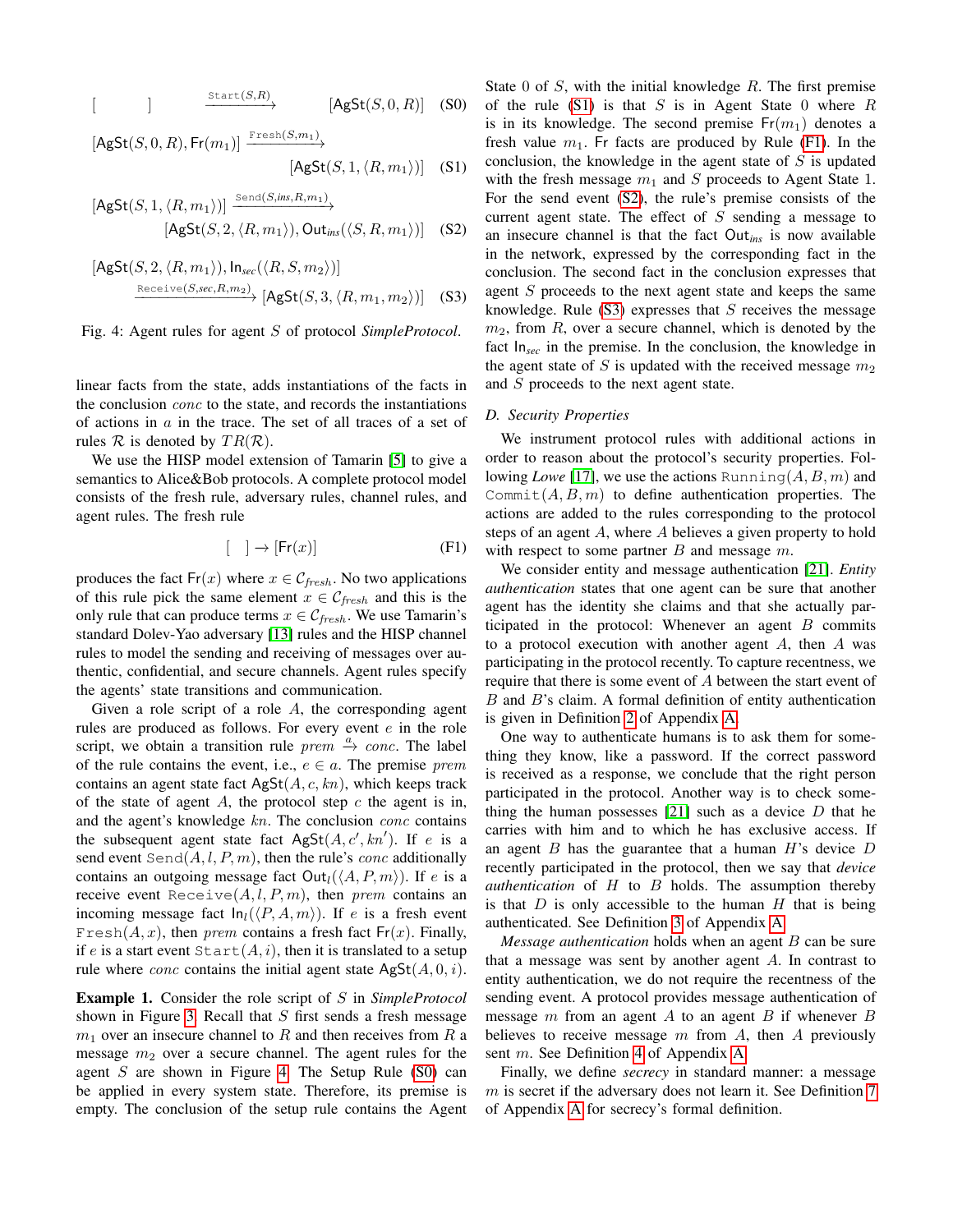$$[\quad] \xrightarrow{\texttt{Start}(S,R)} [\mathsf{AgSt}(S, 0, R)] \quad \text{(S0)}$$

$$[\mathsf{AgSt}(S, 0, R), \mathsf{Fr}(m_1)] \xrightarrow{\texttt{Fresh}(S,m_1)} [\mathsf{AgSt}(S, 1, \langle R, m_1 \rangle)] \quad \text{(S1)}$$

$$[\mathsf{AgSt}(S, 1, \langle R, m_1 \rangle)] \xrightarrow{\texttt{Send}(S,ins,R,m_1)} [\mathsf{AgSt}(S, 2, \langle R, m_1 \rangle), \mathsf{Out}_{ins}(\langle S, R, m_1 \rangle)] \quad \text{(S2)}$$

$$[\mathsf{AgSt}(S, 2, \langle R, m_1 \rangle), \mathsf{In}_{sec}(\langle R, S, m_2 \rangle)] \xrightarrow{\texttt{Receive}(S,sec,R,m_2)} [\mathsf{AgSt}(S, 3, \langle R, m_1, m_2 \rangle)] \quad \text{(S3)}$$

Fig. 4: Agent rules for agent $S$ of protocol *SimpleProtocol*.

linear facts from the state, adds instantiations of the facts in the conclusion *conc* to the state, and records the instantiations of actions in $a$ in the trace. The set of all traces of a set of rules $\mathcal{R}$ is denoted by $TR(\mathcal{R})$.

We use the HISP model extension of Tamarin [5] to give a semantics to Alice&Bob protocols. A complete protocol model consists of the fresh rule, adversary rules, channel rules, and agent rules. The fresh rule

$$[\quad] \rightarrow [\mathsf{Fr}(x)] \quad \text{(F1)}$$

produces the fact $\mathsf{Fr}(x)$ where $x \in \mathcal{C}_{fresh}$. No two applications of this rule pick the same element $x \in \mathcal{C}_{fresh}$ and this is the only rule that can produce terms $x \in \mathcal{C}_{fresh}$. We use Tamarin's standard Dolev-Yao adversary [13] rules and the HISP channel rules to model the sending and receiving of messages over authentic, confidential, and secure channels. Agent rules specify the agents' state transitions and communication.

Given a role script of a role $A$, the corresponding agent rules are produced as follows. For every event $e$ in the role script, we obtain a transition rule $prem \xrightarrow{a} conc$. The label of the rule contains the event, i.e., $e \in a$. The premise $prem$ contains an agent state fact $\mathsf{AgSt}(A, c, kn)$, which keeps track of the state of agent $A$, the protocol step $c$ the agent is in, and the agent's knowledge $kn$. The conclusion $conc$ contains the subsequent agent state fact $\mathsf{AgSt}(A, c', kn')$. If $e$ is a send event $\texttt{Send}(A, l, P, m)$, then the rule's $conc$ additionally contains an outgoing message fact $\mathsf{Out}_l(\langle A, P, m \rangle)$. If $e$ is a receive event $\texttt{Receive}(A, l, P, m)$, then $prem$ contains an incoming message fact $\mathsf{In}_l(\langle P, A, m \rangle)$. If $e$ is a fresh event $\texttt{Fresh}(A, x)$, then $prem$ contains a fresh fact $\mathsf{Fr}(x)$. Finally, if $e$ is a start event $\texttt{Start}(A, i)$, then it is translated to a setup rule where $conc$ contains the initial agent state $\mathsf{AgSt}(A, 0, i)$.

**Example 1.** Consider the role script of $S$ in *SimpleProtocol* shown in Figure 3. Recall that $S$ first sends a fresh message $m_1$ over an insecure channel to $R$ and then receives from $R$ a message $m_2$ over a secure channel. The agent rules for the agent $S$ are shown in Figure 4. The Setup Rule (S0) can be applied in every system state. Therefore, its premise is empty. The conclusion of the setup rule contains the Agent State 0 of $S$, with the initial knowledge $R$. The first premise of the rule (S1) is that $S$ is in Agent State 0 where $R$ is in its knowledge. The second premise $\mathsf{Fr}(m_1)$ denotes a fresh value $m_1$. Fr facts are produced by Rule (F1). In the conclusion, the knowledge in the agent state of $S$ is updated with the fresh message $m_1$ and $S$ proceeds to Agent State 1. For the send event (S2), the rule's premise consists of the current agent state. The effect of $S$ sending a message to an insecure channel is that the fact $\mathsf{Out}_{ins}$ is now available in the network, expressed by the corresponding fact in the conclusion. The second fact in the conclusion expresses that agent $S$ proceeds to the next agent state and keeps the same knowledge. Rule (S3) expresses that $S$ receives the message $m_2$, from $R$, over a secure channel, which is denoted by the fact $\mathsf{In}_{sec}$ in the premise. In the conclusion, the knowledge in the agent state of $S$ is updated with the received message $m_2$ and $S$ proceeds to the next agent state.

### D. Security Properties

We instrument protocol rules with additional actions in order to reason about the protocol's security properties. Following *Lowe* [17], we use the actions $\texttt{Running}(A, B, m)$ and $\texttt{Commit}(A, B, m)$ to define authentication properties. The actions are added to the rules corresponding to the protocol steps of an agent $A$, where $A$ believes a given property to hold with respect to some partner $B$ and message $m$.

We consider entity and message authentication [21]. *Entity authentication* states that one agent can be sure that another agent has the identity she claims and that she actually participated in the protocol: Whenever an agent $B$ commits to a protocol execution with another agent $A$, then $A$ was participating in the protocol recently. To capture recentness, we require that there is some event of $A$ between the start event of $B$ and $B$'s claim. A formal definition of entity authentication is given in Definition 2 of Appendix A.

One way to authenticate humans is to ask them for something they know, like a password. If the correct password is received as a response, we conclude that the right person participated in the protocol. Another way is to check something the human possesses [21] such as a device $D$ that he carries with him and to which he has exclusive access. If an agent $B$ has the guarantee that a human $H$'s device $D$ recently participated in the protocol, then we say that *device authentication* of $H$ to $B$ holds. The assumption thereby is that $D$ is only accessible to the human $H$ that is being authenticated. See Definition 3 of Appendix A.

*Message authentication* holds when an agent $B$ can be sure that a message was sent by another agent $A$. In contrast to entity authentication, we do not require the recentness of the sending event. A protocol provides message authentication of message $m$ from an agent $A$ to an agent $B$ if whenever $B$ believes to receive message $m$ from $A$, then $A$ previously sent $m$. See Definition 4 of Appendix A.

Finally, we define *secrecy* in standard manner: a message $m$ is secret if the adversary does not learn it. See Definition 7 of Appendix A for secrecy's formal definition.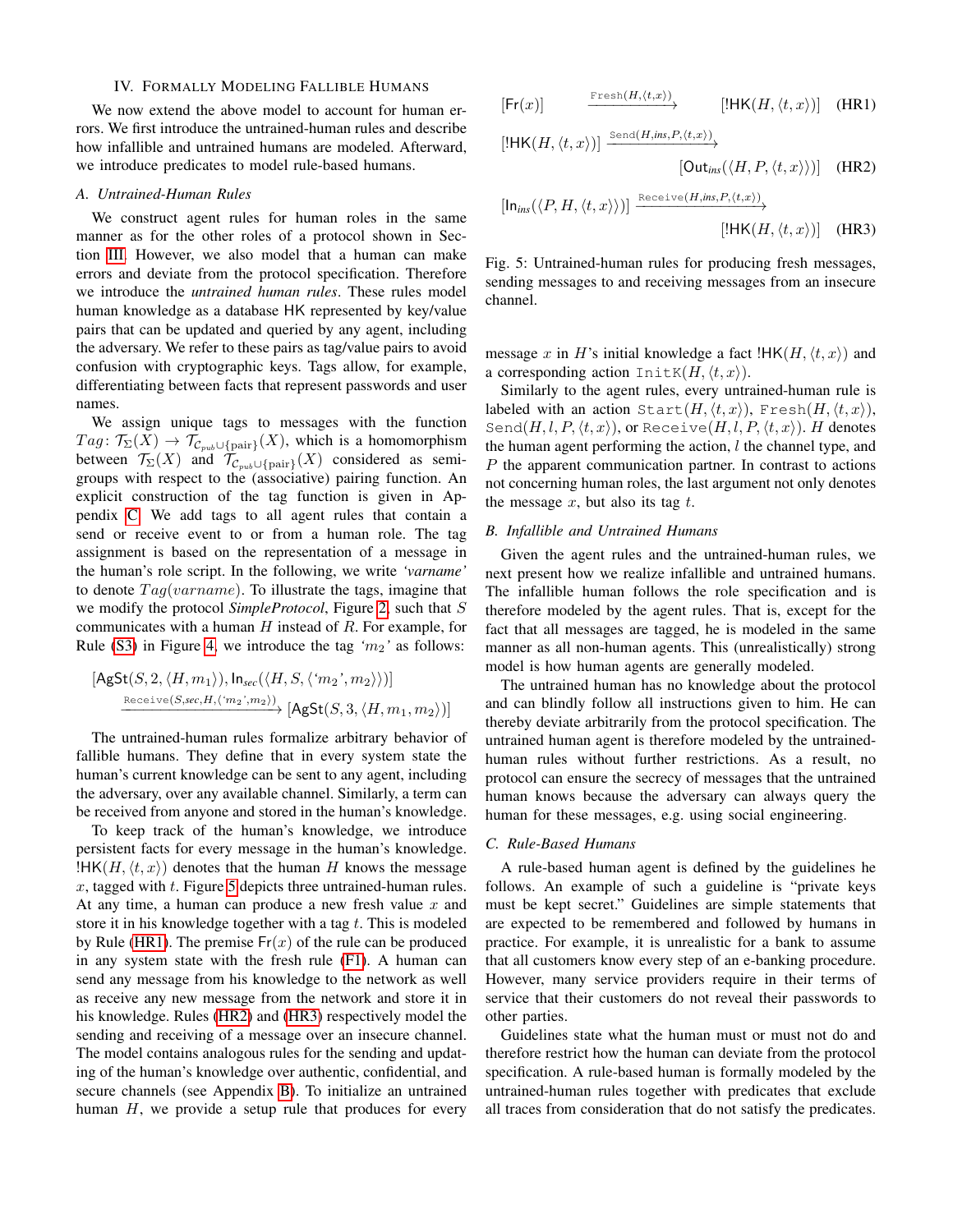## IV. Formally Modeling Fallible Humans

We now extend the above model to account for human errors. We first introduce the untrained-human rules and describe how infallible and untrained humans are modeled. Afterward, we introduce predicates to model rule-based humans.

### A. Untrained-Human Rules

We construct agent rules for human roles in the same manner as for the other roles of a protocol shown in Section III. However, we also model that a human can make errors and deviate from the protocol specification. Therefore we introduce the *untrained human rules*. These rules model human knowledge as a database HK represented by key/value pairs that can be updated and queried by any agent, including the adversary. We refer to these pairs as tag/value pairs to avoid confusion with cryptographic keys. Tags allow, for example, differentiating between facts that represent passwords and user names.

We assign unique tags to messages with the function $Tag\colon \mathcal{T}_{\Sigma}(X) \rightarrow \mathcal{T}_{\mathcal{C}_{pub}\cup\{\text{pair}\}}(X)$, which is a homomorphism between $\mathcal{T}_{\Sigma}(X)$ and $\mathcal{T}_{\mathcal{C}_{pub}\cup\{\text{pair}\}}(X)$ considered as semi-groups with respect to the (associative) pairing function. An explicit construction of the tag function is given in Appendix C. We add tags to all agent rules that contain a send or receive event to or from a human role. The tag assignment is based on the representation of a message in the human's role script. In the following, we write *'varname'* to denote $Tag(varname)$. To illustrate the tags, imagine that we modify the protocol *SimpleProtocol*, Figure 2, such that $S$ communicates with a human $H$ instead of $R$. For example, for Rule (S3) in Figure 4, we introduce the tag *'$m_2$'* as follows:

$$[\mathsf{AgSt}(S, 2, \langle H, m_1\rangle), \mathsf{In}_{sec}(\langle H, S, \langle \text{'}m_2\text{'}, m_2\rangle\rangle)] \xrightarrow{\texttt{Receive}(S, sec, H, \langle \text{'}m_2\text{'}, m_2\rangle)} [\mathsf{AgSt}(S, 3, \langle H, m_1, m_2\rangle)]$$

The untrained-human rules formalize arbitrary behavior of fallible humans. They define that in every system state the human's current knowledge can be sent to any agent, including the adversary, over any available channel. Similarly, a term can be received from anyone and stored in the human's knowledge.

To keep track of the human's knowledge, we introduce persistent facts for every message in the human's knowledge. $!\mathsf{HK}(H, \langle t, x\rangle)$ denotes that the human $H$ knows the message $x$, tagged with $t$. Figure 5 depicts three untrained-human rules. At any time, a human can produce a new fresh value $x$ and store it in his knowledge together with a tag $t$. This is modeled by Rule (HR1). The premise $\mathsf{Fr}(x)$ of the rule can be produced in any system state with the fresh rule (F1). A human can send any message from his knowledge to the network as well as receive any new message from the network and store it in his knowledge. Rules (HR2) and (HR3) respectively model the sending and receiving of a message over an insecure channel. The model contains analogous rules for the sending and updating of the human's knowledge over authentic, confidential, and secure channels (see Appendix B). To initialize an untrained human $H$, we provide a setup rule that produces for every message $x$ in $H$'s initial knowledge a fact $!\mathsf{HK}(H, \langle t, x\rangle)$ and a corresponding action $\texttt{InitK}(H, \langle t, x\rangle)$.

$$[\mathsf{Fr}(x)] \xrightarrow{\texttt{Fresh}(H, \langle t, x\rangle)} [!\mathsf{HK}(H, \langle t, x\rangle)] \quad \text{(HR1)}$$

$$[!\mathsf{HK}(H, \langle t, x\rangle)] \xrightarrow{\texttt{Send}(H, ins, P, \langle t, x\rangle)} [\mathsf{Out}_{ins}(\langle H, P, \langle t, x\rangle\rangle)] \quad \text{(HR2)}$$

$$[\mathsf{In}_{ins}(\langle P, H, \langle t, x\rangle\rangle)] \xrightarrow{\texttt{Receive}(H, ins, P, \langle t, x\rangle)} [!\mathsf{HK}(H, \langle t, x\rangle)] \quad \text{(HR3)}$$

Fig. 5: Untrained-human rules for producing fresh messages, sending messages to and receiving messages from an insecure channel.

Similarly to the agent rules, every untrained-human rule is labeled with an action $\texttt{Start}(H, \langle t, x\rangle)$, $\texttt{Fresh}(H, \langle t, x\rangle)$, $\texttt{Send}(H, l, P, \langle t, x\rangle)$, or $\texttt{Receive}(H, l, P, \langle t, x\rangle)$. $H$ denotes the human agent performing the action, $l$ the channel type, and $P$ the apparent communication partner. In contrast to actions not concerning human roles, the last argument not only denotes the message $x$, but also its tag $t$.

### B. Infallible and Untrained Humans

Given the agent rules and the untrained-human rules, we next present how we realize infallible and untrained humans. The infallible human follows the role specification and is therefore modeled by the agent rules. That is, except for the fact that all messages are tagged, he is modeled in the same manner as all non-human agents. This (unrealistically) strong model is how human agents are generally modeled.

The untrained human has no knowledge about the protocol and can blindly follow all instructions given to him. He can thereby deviate arbitrarily from the protocol specification. The untrained human agent is therefore modeled by the untrained-human rules without further restrictions. As a result, no protocol can ensure the secrecy of messages that the untrained human knows because the adversary can always query the human for these messages, e.g. using social engineering.

### C. Rule-Based Humans

A rule-based human agent is defined by the guidelines he follows. An example of such a guideline is "private keys must be kept secret." Guidelines are simple statements that are expected to be remembered and followed by humans in practice. For example, it is unrealistic for a bank to assume that all customers know every step of an e-banking procedure. However, many service providers require in their terms of service that their customers do not reveal their passwords to other parties.

Guidelines state what the human must or must not do and therefore restrict how the human can deviate from the protocol specification. A rule-based human is formally modeled by the untrained-human rules together with predicates that exclude all traces from consideration that do not satisfy the predicates.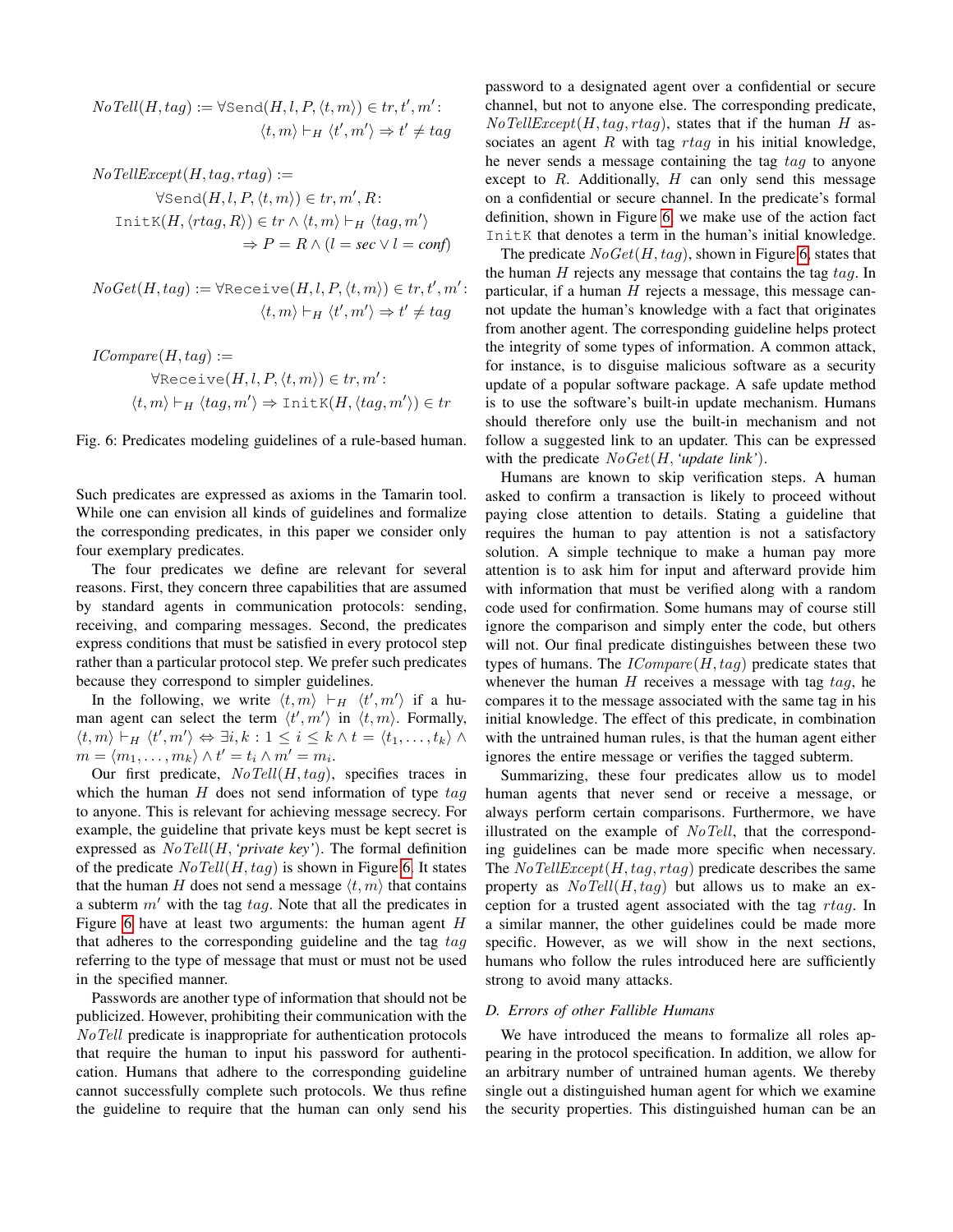$$NoTell(H, tag) := \forall \texttt{Send}(H, l, P, \langle t, m \rangle) \in tr, t', m' \colon \langle t, m \rangle \vdash_H \langle t', m' \rangle \Rightarrow t' \neq tag$$

$$NoTellExcept(H, tag, rtag) := \forall \texttt{Send}(H, l, P, \langle t, m \rangle) \in tr, m', R \colon \texttt{InitK}(H, \langle rtag, R \rangle) \in tr \wedge \langle t, m \rangle \vdash_H \langle tag, m' \rangle \Rightarrow P = R \wedge (l = \mathit{sec} \vee l = \mathit{conf})$$

$$NoGet(H, tag) := \forall \texttt{Receive}(H, l, P, \langle t, m \rangle) \in tr, t', m' \colon \langle t, m \rangle \vdash_H \langle t', m' \rangle \Rightarrow t' \neq tag$$

$$ICompare(H, tag) := \forall \texttt{Receive}(H, l, P, \langle t, m \rangle) \in tr, m' \colon \langle t, m \rangle \vdash_H \langle tag, m' \rangle \Rightarrow \texttt{InitK}(H, \langle tag, m' \rangle) \in tr$$

Fig. 6: Predicates modeling guidelines of a rule-based human.

Such predicates are expressed as axioms in the Tamarin tool. While one can envision all kinds of guidelines and formalize the corresponding predicates, in this paper we consider only four exemplary predicates.

The four predicates we define are relevant for several reasons. First, they concern three capabilities that are assumed by standard agents in communication protocols: sending, receiving, and comparing messages. Second, the predicates express conditions that must be satisfied in every protocol step rather than a particular protocol step. We prefer such predicates because they correspond to simpler guidelines.

In the following, we write $\langle t, m \rangle \vdash_H \langle t', m' \rangle$ if a human agent can select the term $\langle t', m' \rangle$ in $\langle t, m \rangle$. Formally, $\langle t, m \rangle \vdash_H \langle t', m' \rangle \Leftrightarrow \exists i, k : 1 \leq i \leq k \wedge t = \langle t_1, \ldots, t_k \rangle \wedge m = \langle m_1, \ldots, m_k \rangle \wedge t' = t_i \wedge m' = m_i$.

Our first predicate, $NoTell(H, tag)$, specifies traces in which the human $H$ does not send information of type $tag$ to anyone. This is relevant for achieving message secrecy. For example, the guideline that private keys must be kept secret is expressed as $NoTell(H, \textit{'private key'})$. The formal definition of the predicate $NoTell(H, tag)$ is shown in Figure 6. It states that the human $H$ does not send a message $\langle t, m \rangle$ that contains a subterm $m'$ with the tag $tag$. Note that all the predicates in Figure 6 have at least two arguments: the human agent $H$ that adheres to the corresponding guideline and the tag $tag$ referring to the type of message that must or must not be used in the specified manner.

Passwords are another type of information that should not be publicized. However, prohibiting their communication with the $NoTell$ predicate is inappropriate for authentication protocols that require the human to input his password for authentication. Humans that adhere to the corresponding guideline cannot successfully complete such protocols. We thus refine the guideline to require that the human can only send his password to a designated agent over a confidential or secure channel, but not to anyone else. The corresponding predicate, $NoTellExcept(H, tag, rtag)$, states that if the human $H$ associates an agent $R$ with tag $rtag$ in his initial knowledge, he never sends a message containing the tag $tag$ to anyone except to $R$. Additionally, $H$ can only send this message on a confidential or secure channel. In the predicate's formal definition, shown in Figure 6, we make use of the action fact `InitK` that denotes a term in the human's initial knowledge.

The predicate $NoGet(H, tag)$, shown in Figure 6, states that the human $H$ rejects any message that contains the tag $tag$. In particular, if a human $H$ rejects a message, this message cannot update the human's knowledge with a fact that originates from another agent. The corresponding guideline helps protect the integrity of some types of information. A common attack, for instance, is to disguise malicious software as a security update of a popular software package. A safe update method is to use the software's built-in update mechanism. Humans should therefore only use the built-in mechanism and not follow a suggested link to an updater. This can be expressed with the predicate $NoGet(H, \textit{'update link'})$.

Humans are known to skip verification steps. A human asked to confirm a transaction is likely to proceed without paying close attention to details. Stating a guideline that requires the human to pay attention is not a satisfactory solution. A simple technique to make a human pay more attention is to ask him for input and afterward provide him with information that must be verified along with a random code used for confirmation. Some humans may of course still ignore the comparison and simply enter the code, but others will not. Our final predicate distinguishes between these two types of humans. The $ICompare(H, tag)$ predicate states that whenever the human $H$ receives a message with tag $tag$, he compares it to the message associated with the same tag in his initial knowledge. The effect of this predicate, in combination with the untrained human rules, is that the human agent either ignores the entire message or verifies the tagged subterm.

Summarizing, these four predicates allow us to model human agents that never send or receive a message, or always perform certain comparisons. Furthermore, we have illustrated on the example of $NoTell$, that the corresponding guidelines can be made more specific when necessary. The $NoTellExcept(H, tag, rtag)$ predicate describes the same property as $NoTell(H, tag)$ but allows us to make an exception for a trusted agent associated with the tag $rtag$. In a similar manner, the other guidelines could be made more specific. However, as we will show in the next sections, humans who follow the rules introduced here are sufficiently strong to avoid many attacks.

### D. Errors of other Fallible Humans

We have introduced the means to formalize all roles appearing in the protocol specification. In addition, we allow for an arbitrary number of untrained human agents. We thereby single out a distinguished human agent for which we examine the security properties. This distinguished human can be an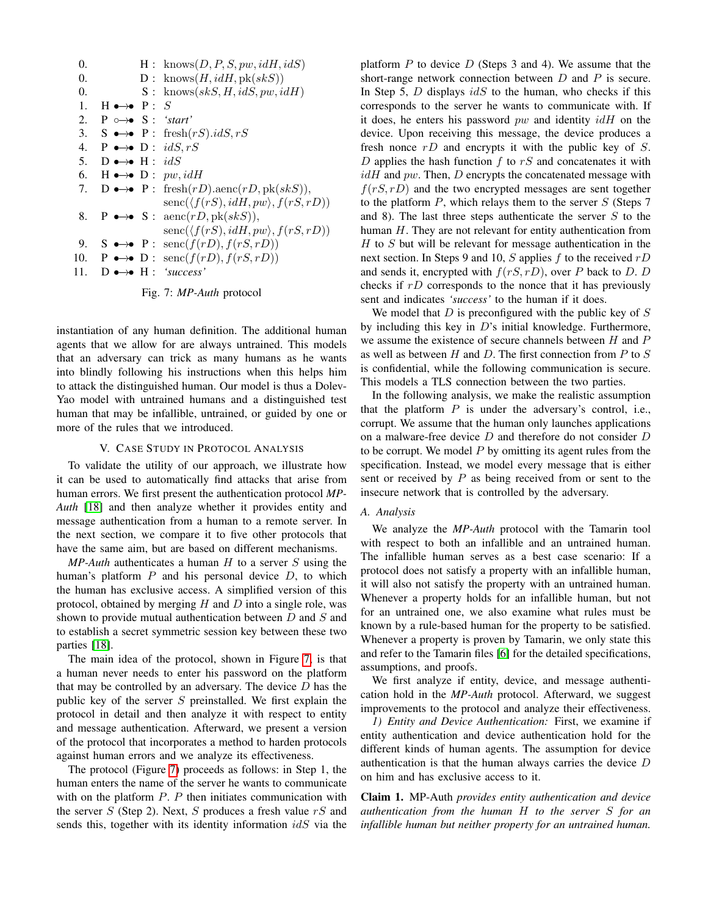$$
\begin{array}{rl}
0. & \text{H} : \text{knows}(D, P, S, pw, idH, idS) \\
0. & \text{D} : \text{knows}(H, idH, \text{pk}(skS)) \\
0. & \text{S} : \text{knows}(skS, H, idS, pw, idH) \\
1. & \text{H} \bullet\!\!\rightarrow\!\!\bullet \text{P} : S \\
2. & \text{P} \circ\!\!\rightarrow\!\!\bullet \text{S} : \textit{'start'} \\
3. & \text{S} \bullet\!\!\rightarrow\!\!\bullet \text{P} : \text{fresh}(rS).idS, rS \\
4. & \text{P} \bullet\!\!\rightarrow\!\!\bullet \text{D} : idS, rS \\
5. & \text{D} \bullet\!\!\rightarrow\!\!\bullet \text{H} : idS \\
6. & \text{H} \bullet\!\!\rightarrow\!\!\bullet \text{D} : pw, idH \\
7. & \text{D} \bullet\!\!\rightarrow\!\!\bullet \text{P} : \text{fresh}(rD).\text{aenc}(rD, \text{pk}(skS)), \\
 & \quad \text{senc}(\langle f(rS), idH, pw\rangle, f(rS, rD)) \\
8. & \text{P} \bullet\!\!\rightarrow\!\!\bullet \text{S} : \text{aenc}(rD, \text{pk}(skS)), \\
 & \quad \text{senc}(\langle f(rS), idH, pw\rangle, f(rS, rD)) \\
9. & \text{S} \bullet\!\!\rightarrow\!\!\bullet \text{P} : \text{senc}(f(rD), f(rS, rD)) \\
10. & \text{P} \bullet\!\!\rightarrow\!\!\bullet \text{D} : \text{senc}(f(rD), f(rS, rD)) \\
11. & \text{D} \bullet\!\!\rightarrow\!\!\bullet \text{H} : \textit{'success'}
\end{array}
$$

Fig. 7: *MP-Auth* protocol

instantiation of any human definition. The additional human agents that we allow for are always untrained. This models that an adversary can trick as many humans as he wants into blindly following his instructions when this helps him to attack the distinguished human. Our model is thus a Dolev-Yao model with untrained humans and a distinguished test human that may be infallible, untrained, or guided by one or more of the rules that we introduced.

## V. Case Study in Protocol Analysis

To validate the utility of our approach, we illustrate how it can be used to automatically find attacks that arise from human errors. We first present the authentication protocol *MP-Auth* [18] and then analyze whether it provides entity and message authentication from a human to a remote server. In the next section, we compare it to five other protocols that have the same aim, but are based on different mechanisms.

*MP-Auth* authenticates a human $H$ to a server $S$ using the human's platform $P$ and his personal device $D$, to which the human has exclusive access. A simplified version of this protocol, obtained by merging $H$ and $D$ into a single role, was shown to provide mutual authentication between $D$ and $S$ and to establish a secret symmetric session key between these two parties [18].

The main idea of the protocol, shown in Figure 7, is that a human never needs to enter his password on the platform that may be controlled by an adversary. The device $D$ has the public key of the server $S$ preinstalled. We first explain the protocol in detail and then analyze it with respect to entity and message authentication. Afterward, we present a version of the protocol that incorporates a method to harden protocols against human errors and we analyze its effectiveness.

The protocol (Figure 7) proceeds as follows: in Step 1, the human enters the name of the server he wants to communicate with on the platform $P$. $P$ then initiates communication with the server $S$ (Step 2). Next, $S$ produces a fresh value $rS$ and sends this, together with its identity information $idS$ via the platform $P$ to device $D$ (Steps 3 and 4). We assume that the short-range network connection between $D$ and $P$ is secure. In Step 5, $D$ displays $idS$ to the human, who checks if this corresponds to the server he wants to communicate with. If it does, he enters his password $pw$ and identity $idH$ on the device. Upon receiving this message, the device produces a fresh nonce $rD$ and encrypts it with the public key of $S$. $D$ applies the hash function $f$ to $rS$ and concatenates it with $idH$ and $pw$. Then, $D$ encrypts the concatenated message with $f(rS, rD)$ and the two encrypted messages are sent together to the platform $P$, which relays them to the server $S$ (Steps 7 and 8). The last three steps authenticate the server $S$ to the human $H$. They are not relevant for entity authentication from $H$ to $S$ but will be relevant for message authentication in the next section. In Steps 9 and 10, $S$ applies $f$ to the received $rD$ and sends it, encrypted with $f(rS, rD)$, over $P$ back to $D$. $D$ checks if $rD$ corresponds to the nonce that it has previously sent and indicates *'success'* to the human if it does.

We model that $D$ is preconfigured with the public key of $S$ by including this key in $D$'s initial knowledge. Furthermore, we assume the existence of secure channels between $H$ and $P$ as well as between $H$ and $D$. The first connection from $P$ to $S$ is confidential, while the following communication is secure. This models a TLS connection between the two parties.

In the following analysis, we make the realistic assumption that the platform $P$ is under the adversary's control, i.e., corrupt. We assume that the human only launches applications on a malware-free device $D$ and therefore do not consider $D$ to be corrupt. We model $P$ by omitting its agent rules from the specification. Instead, we model every message that is either sent or received by $P$ as being received from or sent to the insecure network that is controlled by the adversary.

### A. Analysis

We analyze the *MP-Auth* protocol with the Tamarin tool with respect to both an infallible and an untrained human. The infallible human serves as a best case scenario: If a protocol does not satisfy a property with an infallible human, it will also not satisfy the property with an untrained human. Whenever a property holds for an infallible human, but not for an untrained one, we also examine what rules must be known by a rule-based human for the property to be satisfied. Whenever a property is proven by Tamarin, we only state this and refer to the Tamarin files [6] for the detailed specifications, assumptions, and proofs.

We first analyze if entity, device, and message authentication hold in the *MP-Auth* protocol. Afterward, we suggest improvements to the protocol and analyze their effectiveness.

*1) Entity and Device Authentication:* First, we examine if entity authentication and device authentication hold for the different kinds of human agents. The assumption for device authentication is that the human always carries the device $D$ on him and has exclusive access to it.

**Claim 1.** MP-Auth *provides entity authentication and device authentication from the human $H$ to the server $S$ for an infallible human but neither property for an untrained human.*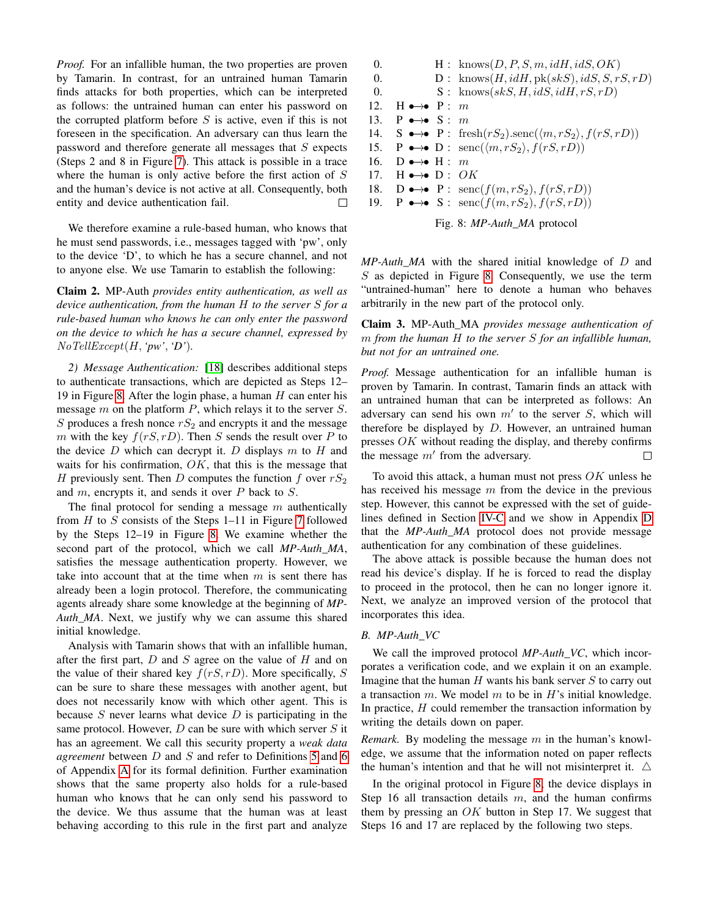*Proof.* For an infallible human, the two properties are proven by Tamarin. In contrast, for an untrained human Tamarin finds attacks for both properties, which can be interpreted as follows: the untrained human can enter his password on the corrupted platform before $S$ is active, even if this is not foreseen in the specification. An adversary can thus learn the password and therefore generate all messages that $S$ expects (Steps 2 and 8 in Figure 7). This attack is possible in a trace where the human is only active before the first action of $S$ and the human's device is not active at all. Consequently, both entity and device authentication fail. □

We therefore examine a rule-based human, who knows that he must send passwords, i.e., messages tagged with 'pw', only to the device 'D', to which he has a secure channel, and not to anyone else. We use Tamarin to establish the following:

**Claim 2.** MP-Auth *provides entity authentication, as well as device authentication, from the human $H$ to the server $S$ for a rule-based human who knows he can only enter the password on the device to which he has a secure channel, expressed by $NoTellExcept(H, \text{'pw'}, \text{'D'})$.*

*2) Message Authentication:* [18] describes additional steps to authenticate transactions, which are depicted as Steps 12–19 in Figure 8. After the login phase, a human $H$ can enter his message $m$ on the platform $P$, which relays it to the server $S$. $S$ produces a fresh nonce $rS_2$ and encrypts it and the message $m$ with the key $f(rS, rD)$. Then $S$ sends the result over $P$ to the device $D$ which can decrypt it. $D$ displays $m$ to $H$ and waits for his confirmation, $OK$, that this is the message that $H$ previously sent. Then $D$ computes the function $f$ over $rS_2$ and $m$, encrypts it, and sends it over $P$ back to $S$.

The final protocol for sending a message $m$ authentically from $H$ to $S$ consists of the Steps 1–11 in Figure 7 followed by the Steps 12–19 in Figure 8. We examine whether the second part of the protocol, which we call *MP-Auth_MA*, satisfies the message authentication property. However, we take into account that at the time when $m$ is sent there has already been a login protocol. Therefore, the communicating agents already share some knowledge at the beginning of *MP-Auth_MA*. Next, we justify why we can assume this shared initial knowledge.

Analysis with Tamarin shows that with an infallible human, after the first part, $D$ and $S$ agree on the value of $H$ and on the value of their shared key $f(rS, rD)$. More specifically, $S$ can be sure to share these messages with another agent, but does not necessarily know with which other agent. This is because $S$ never learns what device $D$ is participating in the same protocol. However, $D$ can be sure with which server $S$ it has an agreement. We call this security property a *weak data agreement* between $D$ and $S$ and refer to Definitions 5 and 6 of Appendix A for its formal definition. Further examination shows that the same property also holds for a rule-based human who knows that he can only send his password to the device. We thus assume that the human was at least behaving according to this rule in the first part and analyze

| | | |
|---|---|---|
| 0. | H : | $\text{knows}(D, P, S, m, idH, idS, OK)$ |
| 0. | D : | $\text{knows}(H, idH, \text{pk}(skS), idS, S, rS, rD)$ |
| 0. | S : | $\text{knows}(skS, H, idS, idH, rS, rD)$ |
| 12. | H $\bullet\!\!\rightarrow\!\!\bullet$ P : | $m$ |
| 13. | P $\bullet\!\!\rightarrow\!\!\bullet$ S : | $m$ |
| 14. | S $\bullet\!\!\rightarrow\!\!\bullet$ P : | $\text{fresh}(rS_2).\text{senc}(\langle m, rS_2\rangle, f(rS, rD))$ |
| 15. | P $\bullet\!\!\rightarrow\!\!\bullet$ D : | $\text{senc}(\langle m, rS_2\rangle, f(rS, rD))$ |
| 16. | D $\bullet\!\!\rightarrow\!\!\bullet$ H : | $m$ |
| 17. | H $\bullet\!\!\rightarrow\!\!\bullet$ D : | $OK$ |
| 18. | D $\bullet\!\!\rightarrow\!\!\bullet$ P : | $\text{senc}(f(m, rS_2), f(rS, rD))$ |
| 19. | P $\bullet\!\!\rightarrow\!\!\bullet$ S : | $\text{senc}(f(m, rS_2), f(rS, rD))$ |

Fig. 8: *MP-Auth_MA* protocol

*MP-Auth_MA* with the shared initial knowledge of $D$ and $S$ as depicted in Figure 8. Consequently, we use the term "untrained-human" here to denote a human who behaves arbitrarily in the new part of the protocol only.

**Claim 3.** MP-Auth_MA *provides message authentication of $m$ from the human $H$ to the server $S$ for an infallible human, but not for an untrained one.*

*Proof.* Message authentication for an infallible human is proven by Tamarin. In contrast, Tamarin finds an attack with an untrained human that can be interpreted as follows: An adversary can send his own $m'$ to the server $S$, which will therefore be displayed by $D$. However, an untrained human presses $OK$ without reading the display, and thereby confirms the message $m'$ from the adversary. □

To avoid this attack, a human must not press $OK$ unless he has received his message $m$ from the device in the previous step. However, this cannot be expressed with the set of guidelines defined in Section IV-C and we show in Appendix D that the *MP-Auth_MA* protocol does not provide message authentication for any combination of these guidelines.

The above attack is possible because the human does not read his device's display. If he is forced to read the display to proceed in the protocol, then he can no longer ignore it. Next, we analyze an improved version of the protocol that incorporates this idea.

### B. MP-Auth_VC

We call the improved protocol *MP-Auth_VC*, which incorporates a verification code, and we explain it on an example. Imagine that the human $H$ wants his bank server $S$ to carry out a transaction $m$. We model $m$ to be in $H$'s initial knowledge. In practice, $H$ could remember the transaction information by writing the details down on paper.

*Remark.* By modeling the message $m$ in the human's knowledge, we assume that the information noted on paper reflects the human's intention and that he will not misinterpret it. △

In the original protocol in Figure 8, the device displays in Step 16 all transaction details $m$, and the human confirms them by pressing an $OK$ button in Step 17. We suggest that Steps 16 and 17 are replaced by the following two steps.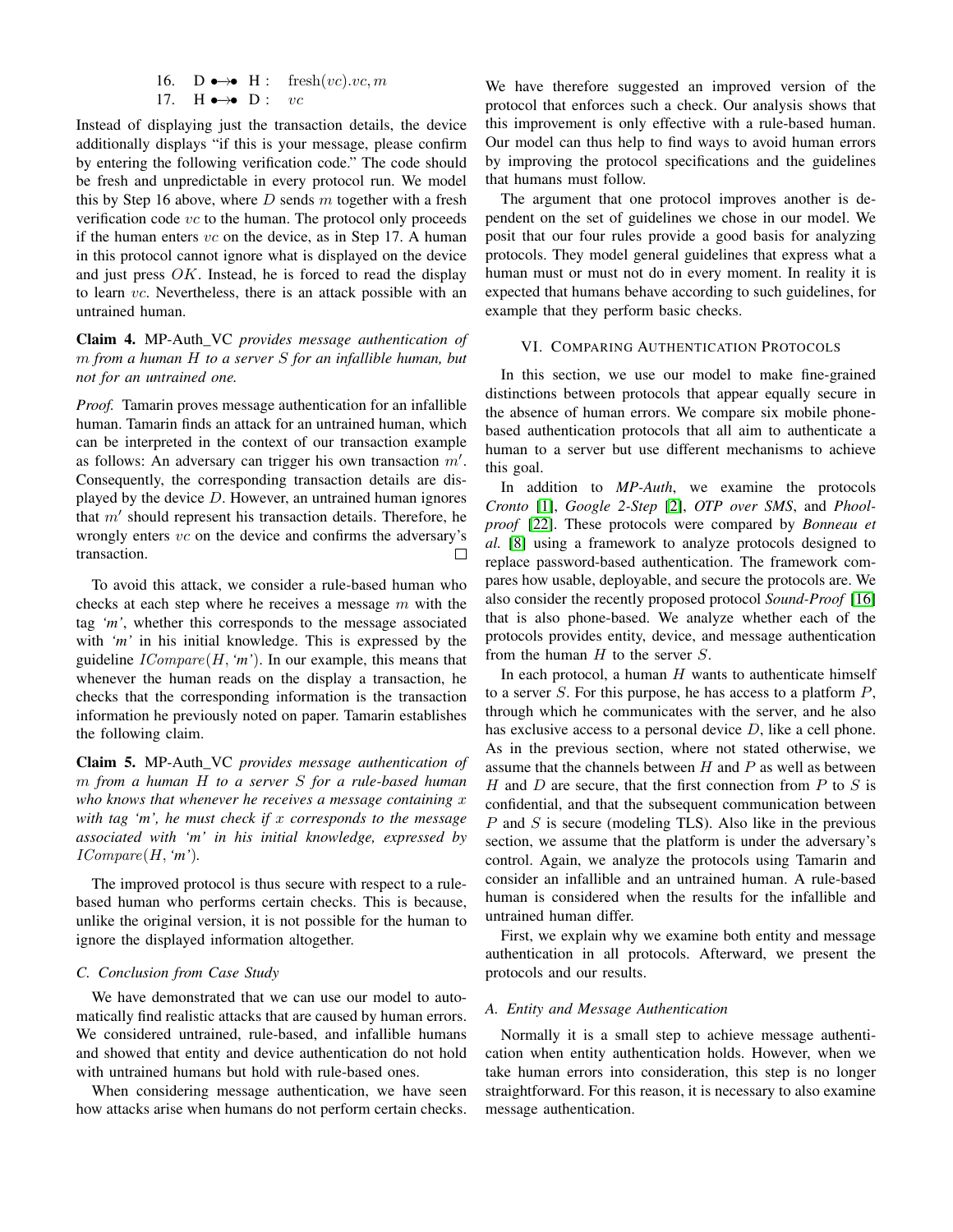16. $D \bullet\!\!\rightarrow\!\!\bullet\ H: \quad \text{fresh}(vc).vc, m$
17. $H \bullet\!\!\rightarrow\!\!\bullet\ D: \quad vc$

Instead of displaying just the transaction details, the device additionally displays "if this is your message, please confirm by entering the following verification code." The code should be fresh and unpredictable in every protocol run. We model this by Step 16 above, where $D$ sends $m$ together with a fresh verification code $vc$ to the human. The protocol only proceeds if the human enters $vc$ on the device, as in Step 17. A human in this protocol cannot ignore what is displayed on the device and just press $OK$. Instead, he is forced to read the display to learn $vc$. Nevertheless, there is an attack possible with an untrained human.

**Claim 4.** MP-Auth_VC *provides message authentication of* $m$ *from a human* $H$ *to a server* $S$ *for an infallible human, but not for an untrained one.*

*Proof.* Tamarin proves message authentication for an infallible human. Tamarin finds an attack for an untrained human, which can be interpreted in the context of our transaction example as follows: An adversary can trigger his own transaction $m'$. Consequently, the corresponding transaction details are displayed by the device $D$. However, an untrained human ignores that $m'$ should represent his transaction details. Therefore, he wrongly enters $vc$ on the device and confirms the adversary's transaction. □

To avoid this attack, we consider a rule-based human who checks at each step where he receives a message $m$ with the tag *'m'*, whether this corresponds to the message associated with *'m'* in his initial knowledge. This is expressed by the guideline $ICompare(H, \text{'}m\text{'})$. In our example, this means that whenever the human reads on the display a transaction, he checks that the corresponding information is the transaction information he previously noted on paper. Tamarin establishes the following claim.

**Claim 5.** MP-Auth_VC *provides message authentication of* $m$ *from a human* $H$ *to a server* $S$ *for a rule-based human who knows that whenever he receives a message containing* $x$ *with tag 'm', he must check if* $x$ *corresponds to the message associated with 'm' in his initial knowledge, expressed by* $ICompare(H, \text{'}m\text{'})$.

The improved protocol is thus secure with respect to a rule-based human who performs certain checks. This is because, unlike the original version, it is not possible for the human to ignore the displayed information altogether.

### C. Conclusion from Case Study

We have demonstrated that we can use our model to automatically find realistic attacks that are caused by human errors. We considered untrained, rule-based, and infallible humans and showed that entity and device authentication do not hold with untrained humans but hold with rule-based ones.

When considering message authentication, we have seen how attacks arise when humans do not perform certain checks. We have therefore suggested an improved version of the protocol that enforces such a check. Our analysis shows that this improvement is only effective with a rule-based human. Our model can thus help to find ways to avoid human errors by improving the protocol specifications and the guidelines that humans must follow.

The argument that one protocol improves another is dependent on the set of guidelines we chose in our model. We posit that our four rules provide a good basis for analyzing protocols. They model general guidelines that express what a human must or must not do in every moment. In reality it is expected that humans behave according to such guidelines, for example that they perform basic checks.

## VI. Comparing Authentication Protocols

In this section, we use our model to make fine-grained distinctions between protocols that appear equally secure in the absence of human errors. We compare six mobile phone-based authentication protocols that all aim to authenticate a human to a server but use different mechanisms to achieve this goal.

In addition to ***MP-Auth***, we examine the protocols *Cronto* [1], *Google 2-Step* [2], *OTP over SMS*, and *Phoolproof* [22]. These protocols were compared by *Bonneau et al.* [8] using a framework to analyze protocols designed to replace password-based authentication. The framework compares how usable, deployable, and secure the protocols are. We also consider the recently proposed protocol *Sound-Proof* [16] that is also phone-based. We analyze whether each of the protocols provides entity, device, and message authentication from the human $H$ to the server $S$.

In each protocol, a human $H$ wants to authenticate himself to a server $S$. For this purpose, he has access to a platform $P$, through which he communicates with the server, and he also has exclusive access to a personal device $D$, like a cell phone. As in the previous section, where not stated otherwise, we assume that the channels between $H$ and $P$ as well as between $H$ and $D$ are secure, that the first connection from $P$ to $S$ is confidential, and that the subsequent communication between $P$ and $S$ is secure (modeling TLS). Also like in the previous section, we assume that the platform is under the adversary's control. Again, we analyze the protocols using Tamarin and consider an infallible and an untrained human. A rule-based human is considered when the results for the infallible and untrained human differ.

First, we explain why we examine both entity and message authentication in all protocols. Afterward, we present the protocols and our results.

### A. Entity and Message Authentication

Normally it is a small step to achieve message authentication when entity authentication holds. However, when we take human errors into consideration, this step is no longer straightforward. For this reason, it is necessary to also examine message authentication.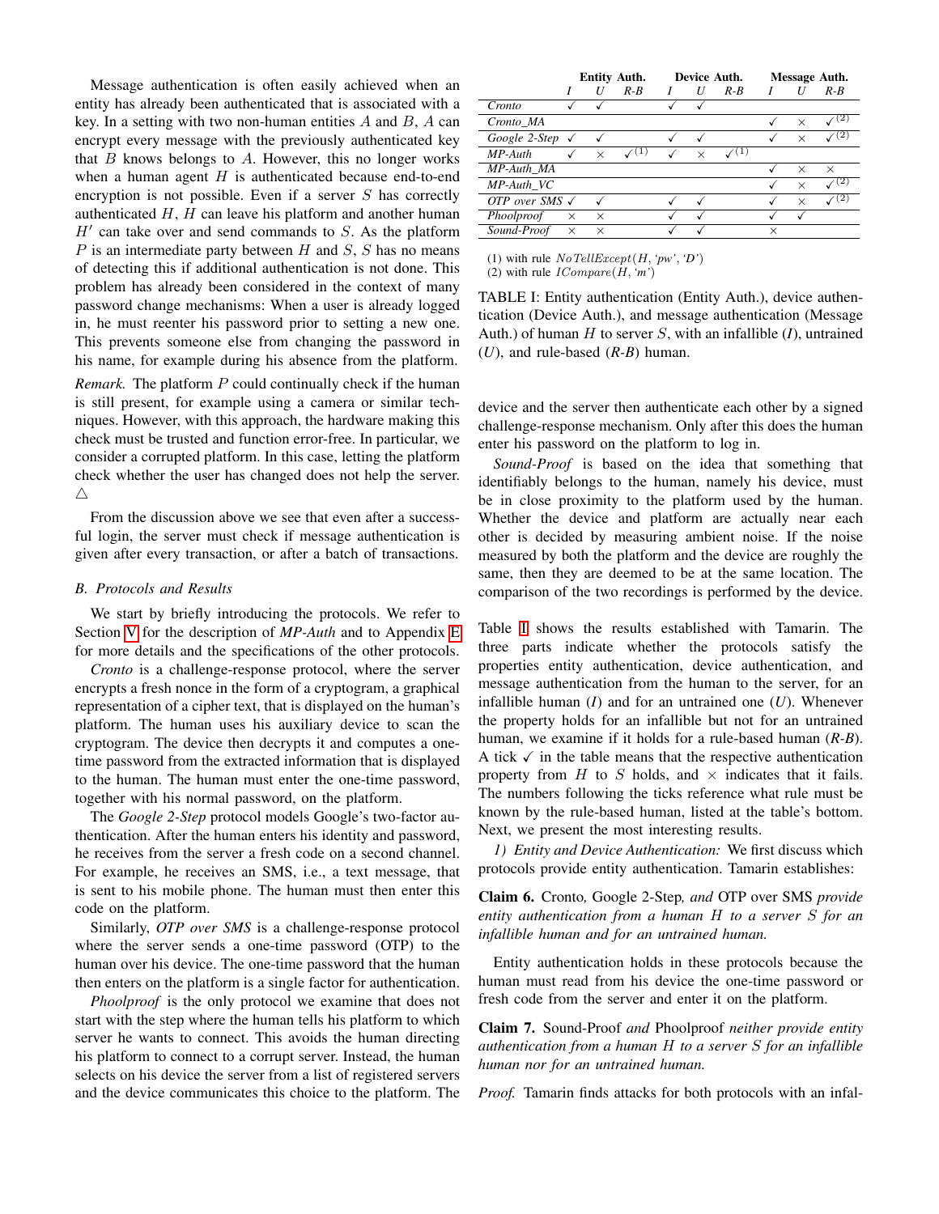Message authentication is often easily achieved when an entity has already been authenticated that is associated with a key. In a setting with two non-human entities $A$ and $B$, $A$ can encrypt every message with the previously authenticated key that $B$ knows belongs to $A$. However, this no longer works when a human agent $H$ is authenticated because end-to-end encryption is not possible. Even if a server $S$ has correctly authenticated $H$, $H$ can leave his platform and another human $H'$ can take over and send commands to $S$. As the platform $P$ is an intermediate party between $H$ and $S$, $S$ has no means of detecting this if additional authentication is not done. This problem has already been considered in the context of many password change mechanisms: When a user is already logged in, he must reenter his password prior to setting a new one. This prevents someone else from changing the password in his name, for example during his absence from the platform.

*Remark.* The platform $P$ could continually check if the human is still present, for example using a camera or similar techniques. However, with this approach, the hardware making this check must be trusted and function error-free. In particular, we consider a corrupted platform. In this case, letting the platform check whether the user has changed does not help the server. △

From the discussion above we see that even after a successful login, the server must check if message authentication is given after every transaction, or after a batch of transactions.

### B. Protocols and Results

We start by briefly introducing the protocols. We refer to Section V for the description of *MP-Auth* and to Appendix E for more details and the specifications of the other protocols.

*Cronto* is a challenge-response protocol, where the server encrypts a fresh nonce in the form of a cryptogram, a graphical representation of a cipher text, that is displayed on the human's platform. The human uses his auxiliary device to scan the cryptogram. The device then decrypts it and computes a one-time password from the extracted information that is displayed to the human. The human must enter the one-time password, together with his normal password, on the platform.

The *Google 2-Step* protocol models Google's two-factor authentication. After the human enters his identity and password, he receives from the server a fresh code on a second channel. For example, he receives an SMS, i.e., a text message, that is sent to his mobile phone. The human must then enter this code on the platform.

Similarly, *OTP over SMS* is a challenge-response protocol where the server sends a one-time password (OTP) to the human over his device. The one-time password that the human then enters on the platform is a single factor for authentication.

*Phoolproof* is the only protocol we examine that does not start with the step where the human tells his platform to which server he wants to connect. This avoids the human directing his platform to connect to a corrupt server. Instead, the human selects on his device the server from a list of registered servers and the device communicates this choice to the platform. The device and the server then authenticate each other by a signed challenge-response mechanism. Only after this does the human enter his password on the platform to log in.

*Sound-Proof* is based on the idea that something that identifiably belongs to the human, namely his device, must be in close proximity to the platform used by the human. Whether the device and platform are actually near each other is decided by measuring ambient noise. If the noise measured by both the platform and the device are roughly the same, then they are deemed to be at the same location. The comparison of the two recordings is performed by the device.

| | Entity Auth. | | | Device Auth. | | | Message Auth. | | |
|---|---|---|---|---|---|---|---|---|---|
| | *I* | *U* | *R-B* | *I* | *U* | *R-B* | *I* | *U* | *R-B* |
| *Cronto* | ✓ | ✓ | | ✓ | ✓ | | | | |
| *Cronto_MA* | | | | | | | ✓ | × | ✓(2) |
| *Google 2-Step* | ✓ | ✓ | | ✓ | ✓ | | ✓ | × | ✓(2) |
| *MP-Auth* | ✓ | × | ✓(1) | ✓ | × | ✓(1) | | | |
| *MP-Auth_MA* | | | | | | | ✓ | × | × |
| *MP-Auth_VC* | | | | | | | ✓ | × | ✓(2) |
| *OTP over SMS* | ✓ | ✓ | | ✓ | ✓ | | ✓ | × | ✓(2) |
| *Phoolproof* | × | × | | ✓ | ✓ | | ✓ | ✓ | |
| *Sound-Proof* | × | × | | ✓ | ✓ | | × | | |

(1) with rule $NoTellExcept(H, \text{'pw'}, \text{'D'})$
(2) with rule $ICompare(H, \text{'m'})$

TABLE I: Entity authentication (Entity Auth.), device authentication (Device Auth.), and message authentication (Message Auth.) of human $H$ to server $S$, with an infallible (*I*), untrained (*U*), and rule-based (*R-B*) human.

Table I shows the results established with Tamarin. The three parts indicate whether the protocols satisfy the properties entity authentication, device authentication, and message authentication from the human to the server, for an infallible human (*I*) and for an untrained one (*U*). Whenever the property holds for an infallible but not for an untrained human, we examine if it holds for a rule-based human (*R-B*). A tick ✓ in the table means that the respective authentication property from $H$ to $S$ holds, and × indicates that it fails. The numbers following the ticks reference what rule must be known by the rule-based human, listed at the table's bottom. Next, we present the most interesting results.

*1) Entity and Device Authentication:* We first discuss which protocols provide entity authentication. Tamarin establishes:

**Claim 6.** Cronto*,* Google 2-Step*, and* OTP over SMS *provide entity authentication from a human $H$ to a server $S$ for an infallible human and for an untrained human.*

Entity authentication holds in these protocols because the human must read from his device the one-time password or fresh code from the server and enter it on the platform.

**Claim 7.** Sound-Proof *and* Phoolproof *neither provide entity authentication from a human $H$ to a server $S$ for an infallible human nor for an untrained human.*

*Proof.* Tamarin finds attacks for both protocols with an infal-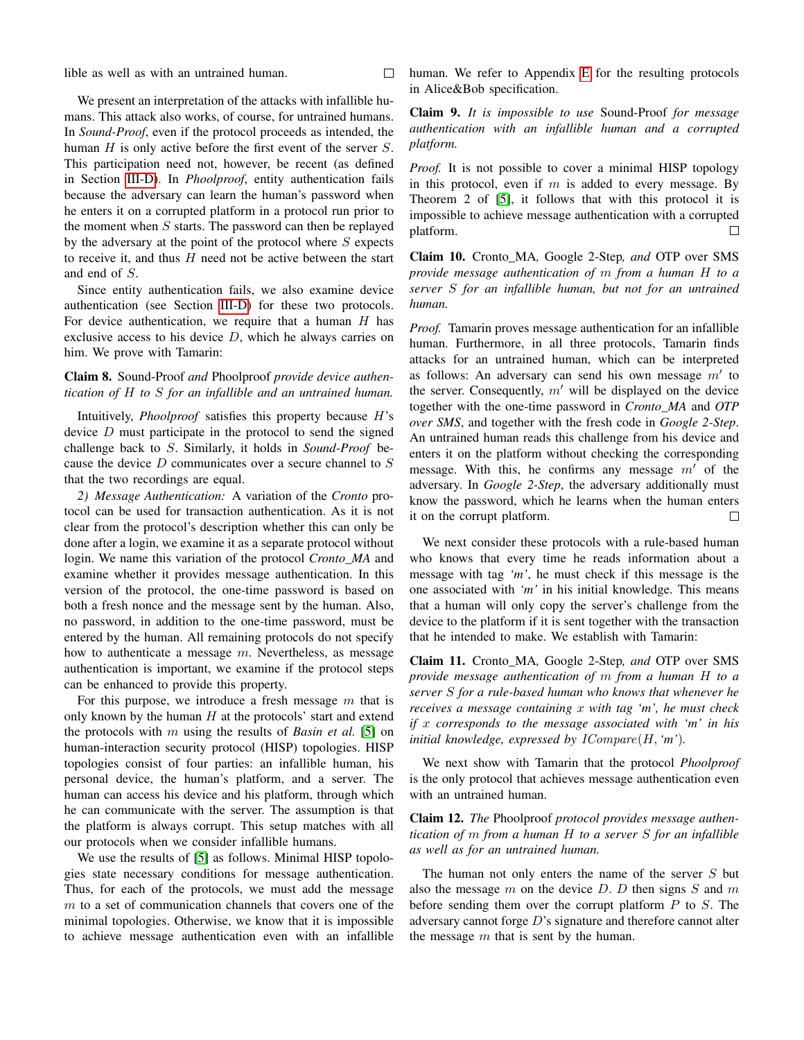lible as well as with an untrained human. □

We present an interpretation of the attacks with infallible humans. This attack also works, of course, for untrained humans. In *Sound-Proof*, even if the protocol proceeds as intended, the human $H$ is only active before the first event of the server $S$. This participation need not, however, be recent (as defined in Section III-D). In *Phoolproof*, entity authentication fails because the adversary can learn the human's password when he enters it on a corrupted platform in a protocol run prior to the moment when $S$ starts. The password can then be replayed by the adversary at the point of the protocol where $S$ expects to receive it, and thus $H$ need not be active between the start and end of $S$.

Since entity authentication fails, we also examine device authentication (see Section III-D) for these two protocols. For device authentication, we require that a human $H$ has exclusive access to his device $D$, which he always carries on him. We prove with Tamarin:

**Claim 8.** *Sound-Proof and Phoolproof provide device authentication of $H$ to $S$ for an infallible and an untrained human.*

Intuitively, *Phoolproof* satisfies this property because $H$'s device $D$ must participate in the protocol to send the signed challenge back to $S$. Similarly, it holds in *Sound-Proof* because the device $D$ communicates over a secure channel to $S$ that the two recordings are equal.

*2) Message Authentication:* A variation of the *Cronto* protocol can be used for transaction authentication. As it is not clear from the protocol's description whether this can only be done after a login, we examine it as a separate protocol without login. We name this variation of the protocol *Cronto_MA* and examine whether it provides message authentication. In this version of the protocol, the one-time password is based on both a fresh nonce and the message sent by the human. Also, no password, in addition to the one-time password, must be entered by the human. All remaining protocols do not specify how to authenticate a message $m$. Nevertheless, as message authentication is important, we examine if the protocol steps can be enhanced to provide this property.

For this purpose, we introduce a fresh message $m$ that is only known by the human $H$ at the protocols' start and extend the protocols with $m$ using the results of *Basin et al.* [5] on human-interaction security protocol (HISP) topologies. HISP topologies consist of four parties: an infallible human, his personal device, the human's platform, and a server. The human can access his device and his platform, through which he can communicate with the server. The assumption is that the platform is always corrupt. This setup matches with all our protocols when we consider infallible humans.

We use the results of [5] as follows. Minimal HISP topologies state necessary conditions for message authentication. Thus, for each of the protocols, we must add the message $m$ to a set of communication channels that covers one of the minimal topologies. Otherwise, we know that it is impossible to achieve message authentication even with an infallible human. We refer to Appendix E for the resulting protocols in Alice&Bob specification.

**Claim 9.** *It is impossible to use Sound-Proof for message authentication with an infallible human and a corrupted platform.*

*Proof.* It is not possible to cover a minimal HISP topology in this protocol, even if $m$ is added to every message. By Theorem 2 of [5], it follows that with this protocol it is impossible to achieve message authentication with a corrupted platform. □

**Claim 10.** *Cronto_MA, Google 2-Step, and OTP over SMS provide message authentication of $m$ from a human $H$ to a server $S$ for an infallible human, but not for an untrained human.*

*Proof.* Tamarin proves message authentication for an infallible human. Furthermore, in all three protocols, Tamarin finds attacks for an untrained human, which can be interpreted as follows: An adversary can send his own message $m'$ to the server. Consequently, $m'$ will be displayed on the device together with the one-time password in *Cronto_MA* and *OTP over SMS*, and together with the fresh code in *Google 2-Step*. An untrained human reads this challenge from his device and enters it on the platform without checking the corresponding message. With this, he confirms any message $m'$ of the adversary. In *Google 2-Step*, the adversary additionally must know the password, which he learns when the human enters it on the corrupt platform. □

We next consider these protocols with a rule-based human who knows that every time he reads information about a message with tag *'m'*, he must check if this message is the one associated with *'m'* in his initial knowledge. This means that a human will only copy the server's challenge from the device to the platform if it is sent together with the transaction that he intended to make. We establish with Tamarin:

**Claim 11.** *Cronto_MA, Google 2-Step, and OTP over SMS provide message authentication of $m$ from a human $H$ to a server $S$ for a rule-based human who knows that whenever he receives a message containing $x$ with tag 'm', he must check if $x$ corresponds to the message associated with 'm' in his initial knowledge, expressed by $ICompare(H, \text{'m'})$.*

We next show with Tamarin that the protocol *Phoolproof* is the only protocol that achieves message authentication even with an untrained human.

**Claim 12.** *The Phoolproof protocol provides message authentication of $m$ from a human $H$ to a server $S$ for an infallible as well as for an untrained human.*

The human not only enters the name of the server $S$ but also the message $m$ on the device $D$. $D$ then signs $S$ and $m$ before sending them over the corrupt platform $P$ to $S$. The adversary cannot forge $D$'s signature and therefore cannot alter the message $m$ that is sent by the human.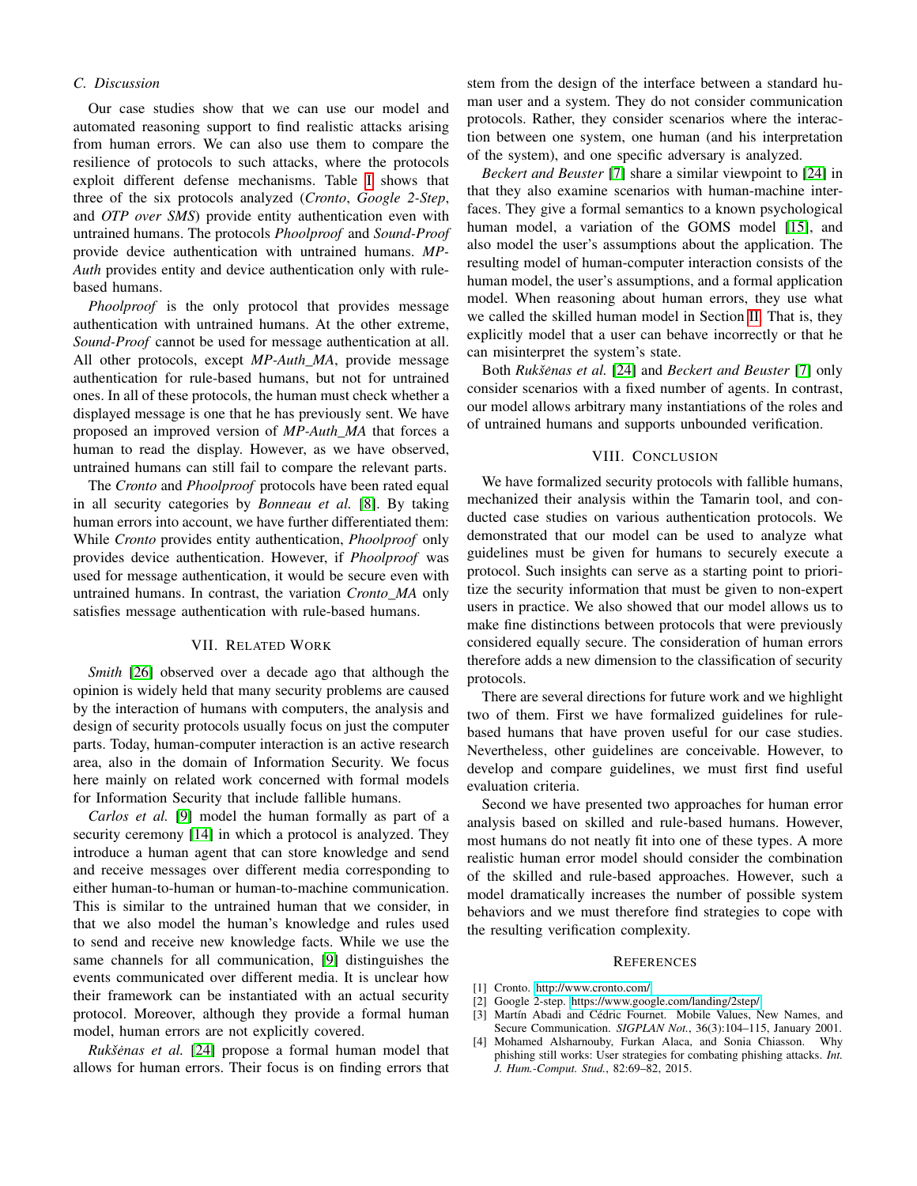### C. Discussion

Our case studies show that we can use our model and automated reasoning support to find realistic attacks arising from human errors. We can also use them to compare the resilience of protocols to such attacks, where the protocols exploit different defense mechanisms. Table I shows that three of the six protocols analyzed (*Cronto*, *Google 2-Step*, and *OTP over SMS*) provide entity authentication even with untrained humans. The protocols *Phoolproof* and *Sound-Proof* provide device authentication with untrained humans. *MP-Auth* provides entity and device authentication only with rule-based humans.

*Phoolproof* is the only protocol that provides message authentication with untrained humans. At the other extreme, *Sound-Proof* cannot be used for message authentication at all. All other protocols, except *MP-Auth_MA*, provide message authentication for rule-based humans, but not for untrained ones. In all of these protocols, the human must check whether a displayed message is one that he has previously sent. We have proposed an improved version of *MP-Auth_MA* that forces a human to read the display. However, as we have observed, untrained humans can still fail to compare the relevant parts.

The *Cronto* and *Phoolproof* protocols have been rated equal in all security categories by *Bonneau et al.* [8]. By taking human errors into account, we have further differentiated them: While *Cronto* provides entity authentication, *Phoolproof* only provides device authentication. However, if *Phoolproof* was used for message authentication, it would be secure even with untrained humans. In contrast, the variation *Cronto_MA* only satisfies message authentication with rule-based humans.

## VII. Related Work

*Smith* [26] observed over a decade ago that although the opinion is widely held that many security problems are caused by the interaction of humans with computers, the analysis and design of security protocols usually focus on just the computer parts. Today, human-computer interaction is an active research area, also in the domain of Information Security. We focus here mainly on related work concerned with formal models for Information Security that include fallible humans.

*Carlos et al.* [9] model the human formally as part of a security ceremony [14] in which a protocol is analyzed. They introduce a human agent that can store knowledge and send and receive messages over different media corresponding to either human-to-human or human-to-machine communication. This is similar to the untrained human that we consider, in that we also model the human's knowledge and rules used to send and receive new knowledge facts. While we use the same channels for all communication, [9] distinguishes the events communicated over different media. It is unclear how their framework can be instantiated with an actual security protocol. Moreover, although they provide a formal human model, human errors are not explicitly covered.

*Rukšėnas et al.* [24] propose a formal human model that allows for human errors. Their focus is on finding errors that stem from the design of the interface between a standard human user and a system. They do not consider communication protocols. Rather, they consider scenarios where the interaction between one system, one human (and his interpretation of the system), and one specific adversary is analyzed.

*Beckert and Beuster* [7] share a similar viewpoint to [24] in that they also examine scenarios with human-machine interfaces. They give a formal semantics to a known psychological human model, a variation of the GOMS model [15], and also model the user's assumptions about the application. The resulting model of human-computer interaction consists of the human model, the user's assumptions, and a formal application model. When reasoning about human errors, they use what we called the skilled human model in Section II. That is, they explicitly model that a user can behave incorrectly or that he can misinterpret the system's state.

Both *Rukšėnas et al.* [24] and *Beckert and Beuster* [7] only consider scenarios with a fixed number of agents. In contrast, our model allows arbitrary many instantiations of the roles and of untrained humans and supports unbounded verification.

## VIII. Conclusion

We have formalized security protocols with fallible humans, mechanized their analysis within the Tamarin tool, and conducted case studies on various authentication protocols. We demonstrated that our model can be used to analyze what guidelines must be given for humans to securely execute a protocol. Such insights can serve as a starting point to prioritize the security information that must be given to non-expert users in practice. We also showed that our model allows us to make fine distinctions between protocols that were previously considered equally secure. The consideration of human errors therefore adds a new dimension to the classification of security protocols.

There are several directions for future work and we highlight two of them. First we have formalized guidelines for rule-based humans that have proven useful for our case studies. Nevertheless, other guidelines are conceivable. However, to develop and compare guidelines, we must first find useful evaluation criteria.

Second we have presented two approaches for human error analysis based on skilled and rule-based humans. However, most humans do not neatly fit into one of these types. A more realistic human error model should consider the combination of the skilled and rule-based approaches. However, such a model dramatically increases the number of possible system behaviors and we must therefore find strategies to cope with the resulting verification complexity.

## References

[1] Cronto. http://www.cronto.com/.

[2] Google 2-step. https://www.google.com/landing/2step/.

[3] Martín Abadi and Cédric Fournet. Mobile Values, New Names, and Secure Communication. *SIGPLAN Not.*, 36(3):104–115, January 2001.

[4] Mohamed Alsharnouby, Furkan Alaca, and Sonia Chiasson. Why phishing still works: User strategies for combating phishing attacks. *Int. J. Hum.-Comput. Stud.*, 82:69–82, 2015.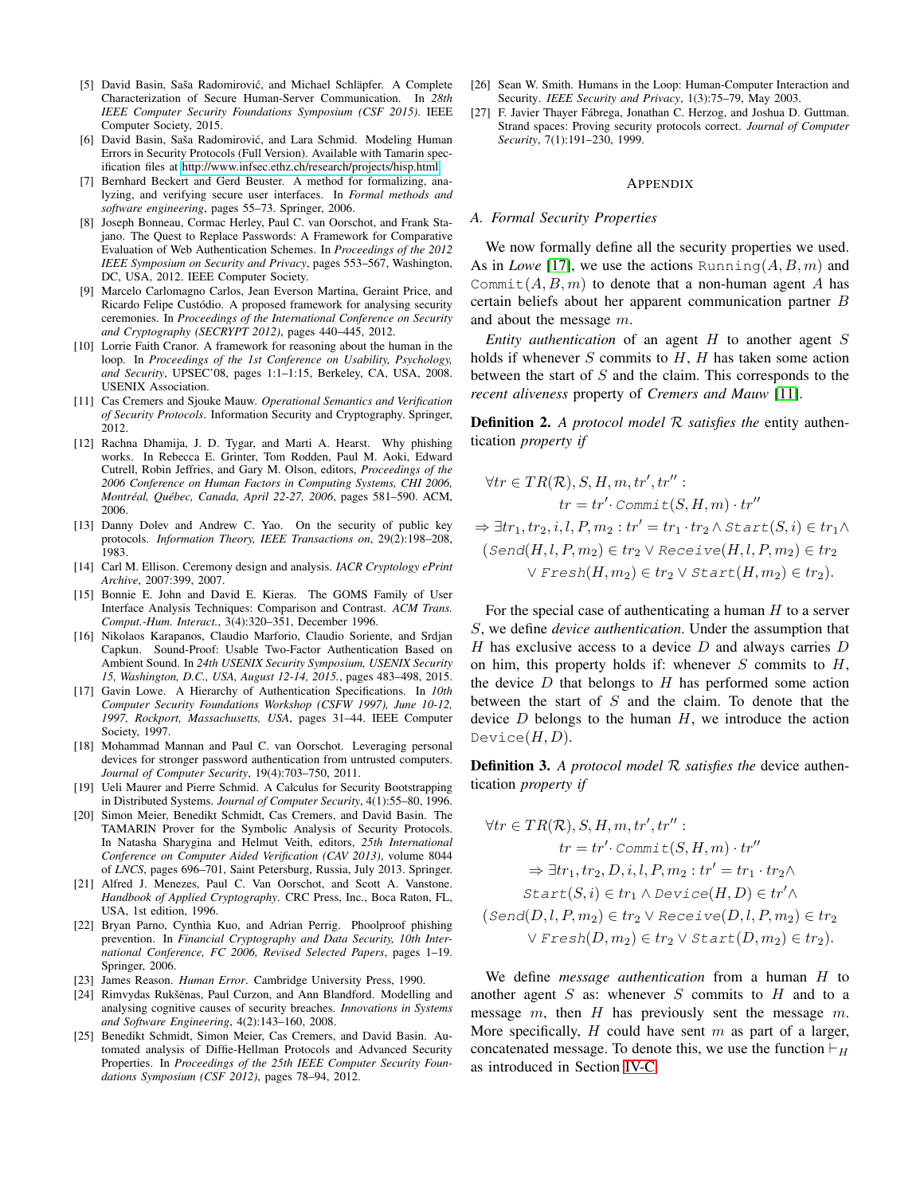[5] David Basin, Saša Radomirović, and Michael Schläpfer. A Complete Characterization of Secure Human-Server Communication. In *28th IEEE Computer Security Foundations Symposium (CSF 2015)*. IEEE Computer Society, 2015.

[6] David Basin, Saša Radomirović, and Lara Schmid. Modeling Human Errors in Security Protocols (Full Version). Available with Tamarin specification files at http://www.infsec.ethz.ch/research/projects/hisp.html.

[7] Bernhard Beckert and Gerd Beuster. A method for formalizing, analyzing, and verifying secure user interfaces. In *Formal methods and software engineering*, pages 55–73. Springer, 2006.

[8] Joseph Bonneau, Cormac Herley, Paul C. van Oorschot, and Frank Stajano. The Quest to Replace Passwords: A Framework for Comparative Evaluation of Web Authentication Schemes. In *Proceedings of the 2012 IEEE Symposium on Security and Privacy*, pages 553–567, Washington, DC, USA, 2012. IEEE Computer Society.

[9] Marcelo Carlomagno Carlos, Jean Everson Martina, Geraint Price, and Ricardo Felipe Custódio. A proposed framework for analysing security ceremonies. In *Proceedings of the International Conference on Security and Cryptography (SECRYPT 2012)*, pages 440–445, 2012.

[10] Lorrie Faith Cranor. A framework for reasoning about the human in the loop. In *Proceedings of the 1st Conference on Usability, Psychology, and Security*, UPSEC'08, pages 1:1–1:15, Berkeley, CA, USA, 2008. USENIX Association.

[11] Cas Cremers and Sjouke Mauw. *Operational Semantics and Verification of Security Protocols*. Information Security and Cryptography. Springer, 2012.

[12] Rachna Dhamija, J. D. Tygar, and Marti A. Hearst. Why phishing works. In Rebecca E. Grinter, Tom Rodden, Paul M. Aoki, Edward Cutrell, Robin Jeffries, and Gary M. Olson, editors, *Proceedings of the 2006 Conference on Human Factors in Computing Systems, CHI 2006, Montréal, Québec, Canada, April 22-27, 2006*, pages 581–590. ACM, 2006.

[13] Danny Dolev and Andrew C. Yao. On the security of public key protocols. *Information Theory, IEEE Transactions on*, 29(2):198–208, 1983.

[14] Carl M. Ellison. Ceremony design and analysis. *IACR Cryptology ePrint Archive*, 2007:399, 2007.

[15] Bonnie E. John and David E. Kieras. The GOMS Family of User Interface Analysis Techniques: Comparison and Contrast. *ACM Trans. Comput.-Hum. Interact.*, 3(4):320–351, December 1996.

[16] Nikolaos Karapanos, Claudio Marforio, Claudio Soriente, and Srdjan Capkun. Sound-Proof: Usable Two-Factor Authentication Based on Ambient Sound. In *24th USENIX Security Symposium, USENIX Security 15, Washington, D.C., USA, August 12-14, 2015.*, pages 483–498, 2015.

[17] Gavin Lowe. A Hierarchy of Authentication Specifications. In *10th Computer Security Foundations Workshop (CSFW 1997), June 10-12, 1997, Rockport, Massachusetts, USA*, pages 31–44. IEEE Computer Society, 1997.

[18] Mohammad Mannan and Paul C. van Oorschot. Leveraging personal devices for stronger password authentication from untrusted computers. *Journal of Computer Security*, 19(4):703–750, 2011.

[19] Ueli Maurer and Pierre Schmid. A Calculus for Security Bootstrapping in Distributed Systems. *Journal of Computer Security*, 4(1):55–80, 1996.

[20] Simon Meier, Benedikt Schmidt, Cas Cremers, and David Basin. The TAMARIN Prover for the Symbolic Analysis of Security Protocols. In Natasha Sharygina and Helmut Veith, editors, *25th International Conference on Computer Aided Verification (CAV 2013)*, volume 8044 of *LNCS*, pages 696–701, Saint Petersburg, Russia, July 2013. Springer.

[21] Alfred J. Menezes, Paul C. Van Oorschot, and Scott A. Vanstone. *Handbook of Applied Cryptography*. CRC Press, Inc., Boca Raton, FL, USA, 1st edition, 1996.

[22] Bryan Parno, Cynthia Kuo, and Adrian Perrig. Phoolproof phishing prevention. In *Financial Cryptography and Data Security, 10th International Conference, FC 2006, Revised Selected Papers*, pages 1–19. Springer, 2006.

[23] James Reason. *Human Error*. Cambridge University Press, 1990.

[24] Rimvydas Rukšėnas, Paul Curzon, and Ann Blandford. Modelling and analysing cognitive causes of security breaches. *Innovations in Systems and Software Engineering*, 4(2):143–160, 2008.

[25] Benedikt Schmidt, Simon Meier, Cas Cremers, and David Basin. Automated analysis of Diffie-Hellman Protocols and Advanced Security Properties. In *Proceedings of the 25th IEEE Computer Security Foundations Symposium (CSF 2012)*, pages 78–94, 2012.

[26] Sean W. Smith. Humans in the Loop: Human-Computer Interaction and Security. *IEEE Security and Privacy*, 1(3):75–79, May 2003.

[27] F. Javier Thayer Fábrega, Jonathan C. Herzog, and Joshua D. Guttman. Strand spaces: Proving security protocols correct. *Journal of Computer Security*, 7(1):191–230, 1999.

## Appendix

### A. Formal Security Properties

We now formally define all the security properties we used. As in *Lowe* [17], we use the actions $\texttt{Running}(A, B, m)$ and $\texttt{Commit}(A, B, m)$ to denote that a non-human agent $A$ has certain beliefs about her apparent communication partner $B$ and about the message $m$.

*Entity authentication* of an agent $H$ to another agent $S$ holds if whenever $S$ commits to $H$, $H$ has taken some action between the start of $S$ and the claim. This corresponds to the *recent aliveness* property of *Cremers and Mauw* [11].

**Definition 2.** *A protocol model $\mathcal{R}$ satisfies the* entity authentication *property if*

$$
\begin{aligned}
&\forall tr \in TR(\mathcal{R}), S, H, m, tr', tr'' : \\
&\qquad tr = tr' \cdot \texttt{Commit}(S, H, m) \cdot tr'' \\
&\Rightarrow \exists tr_1, tr_2, i, l, P, m_2 : tr' = tr_1 \cdot tr_2 \wedge \texttt{Start}(S, i) \in tr_1 \wedge \\
&\quad (\texttt{Send}(H, l, P, m_2) \in tr_2 \vee \texttt{Receive}(H, l, P, m_2) \in tr_2 \\
&\qquad \vee \texttt{Fresh}(H, m_2) \in tr_2 \vee \texttt{Start}(H, m_2) \in tr_2).
\end{aligned}
$$

For the special case of authenticating a human $H$ to a server $S$, we define *device authentication*. Under the assumption that $H$ has exclusive access to a device $D$ and always carries $D$ on him, this property holds if: whenever $S$ commits to $H$, the device $D$ that belongs to $H$ has performed some action between the start of $S$ and the claim. To denote that the device $D$ belongs to the human $H$, we introduce the action $\texttt{Device}(H, D)$.

**Definition 3.** *A protocol model $\mathcal{R}$ satisfies the* device authentication *property if*

$$
\begin{aligned}
&\forall tr \in TR(\mathcal{R}), S, H, m, tr', tr'' : \\
&\qquad tr = tr' \cdot \texttt{Commit}(S, H, m) \cdot tr'' \\
&\qquad \Rightarrow \exists tr_1, tr_2, D, i, l, P, m_2 : tr' = tr_1 \cdot tr_2 \wedge \\
&\qquad \texttt{Start}(S, i) \in tr_1 \wedge \texttt{Device}(H, D) \in tr' \wedge \\
&\quad (\texttt{Send}(D, l, P, m_2) \in tr_2 \vee \texttt{Receive}(D, l, P, m_2) \in tr_2 \\
&\qquad \vee \texttt{Fresh}(D, m_2) \in tr_2 \vee \texttt{Start}(D, m_2) \in tr_2).
\end{aligned}
$$

We define *message authentication* from a human $H$ to another agent $S$ as: whenever $S$ commits to $H$ and to a message $m$, then $H$ has previously sent the message $m$. More specifically, $H$ could have sent $m$ as part of a larger, concatenated message. To denote this, we use the function $\vdash_H$ as introduced in Section IV-C.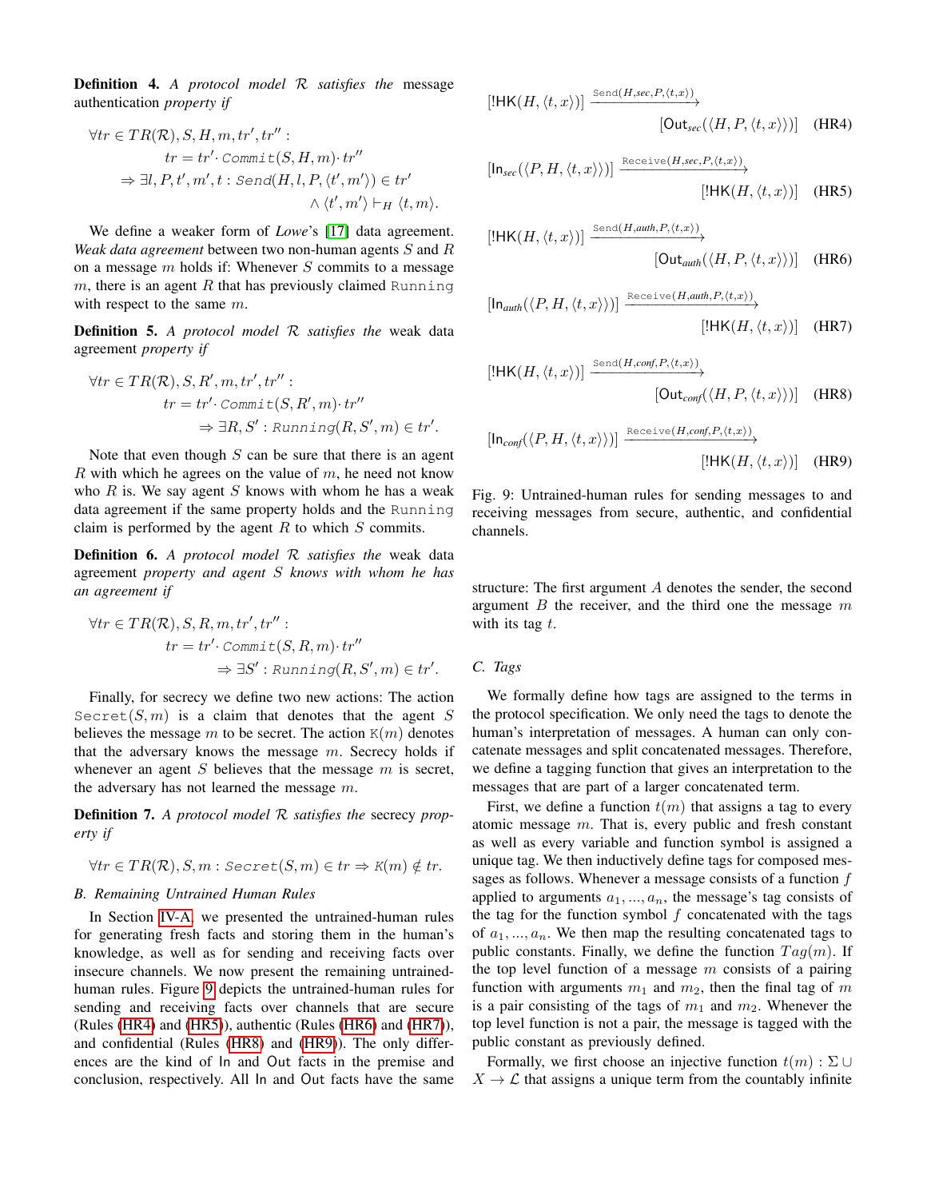**Definition 4.** *A protocol model $\mathcal{R}$ satisfies the* message authentication *property if*

$$\forall tr \in TR(\mathcal{R}), S, H, m, tr', tr'' : \\ tr = tr' \cdot \mathtt{Commit}(S, H, m) \cdot tr'' \\ \Rightarrow \exists l, P, t', m', t : \mathtt{Send}(H, l, P, \langle t', m' \rangle) \in tr' \\ \wedge \langle t', m' \rangle \vdash_H \langle t, m \rangle.$$

We define a weaker form of *Lowe*'s [17] data agreement. *Weak data agreement* between two non-human agents $S$ and $R$ on a message $m$ holds if: Whenever $S$ commits to a message $m$, there is an agent $R$ that has previously claimed $\mathtt{Running}$ with respect to the same $m$.

**Definition 5.** *A protocol model $\mathcal{R}$ satisfies the* weak data agreement *property if*

$$\forall tr \in TR(\mathcal{R}), S, R', m, tr', tr'' : \\ tr = tr' \cdot \mathtt{Commit}(S, R', m) \cdot tr'' \\ \Rightarrow \exists R, S' : \mathtt{Running}(R, S', m) \in tr'.$$

Note that even though $S$ can be sure that there is an agent $R$ with which he agrees on the value of $m$, he need not know who $R$ is. We say agent $S$ knows with whom he has a weak data agreement if the same property holds and the $\mathtt{Running}$ claim is performed by the agent $R$ to which $S$ commits.

**Definition 6.** *A protocol model $\mathcal{R}$ satisfies the* weak data agreement *property and agent $S$ knows with whom he has an agreement if*

$$\forall tr \in TR(\mathcal{R}), S, R, m, tr', tr'' : \\ tr = tr' \cdot \mathtt{Commit}(S, R, m) \cdot tr'' \\ \Rightarrow \exists S' : \mathtt{Running}(R, S', m) \in tr'.$$

Finally, for secrecy we define two new actions: The action $\mathtt{Secret}(S, m)$ is a claim that denotes that the agent $S$ believes the message $m$ to be secret. The action $\mathtt{K}(m)$ denotes that the adversary knows the message $m$. Secrecy holds if whenever an agent $S$ believes that the message $m$ is secret, the adversary has not learned the message $m$.

**Definition 7.** *A protocol model $\mathcal{R}$ satisfies the* secrecy *property if*

$$\forall tr \in TR(\mathcal{R}), S, m : \mathtt{Secret}(S, m) \in tr \Rightarrow \mathtt{K}(m) \notin tr.$$

### B. Remaining Untrained Human Rules

In Section IV-A, we presented the untrained-human rules for generating fresh facts and storing them in the human's knowledge, as well as for sending and receiving facts over insecure channels. We now present the remaining untrained-human rules. Figure 9 depicts the untrained-human rules for sending and receiving facts over channels that are secure (Rules (HR4) and (HR5)), authentic (Rules (HR6) and (HR7)), and confidential (Rules (HR8) and (HR9)). The only differences are the kind of $\mathsf{In}$ and $\mathsf{Out}$ facts in the premise and conclusion, respectively. All $\mathsf{In}$ and $\mathsf{Out}$ facts have the same structure: The first argument $A$ denotes the sender, the second argument $B$ the receiver, and the third one the message $m$ with its tag $t$.

$$[!\mathsf{HK}(H, \langle t, x \rangle)] \xrightarrow{\mathtt{Send}(H, sec, P, \langle t, x \rangle)} [\mathsf{Out}_{sec}(\langle H, P, \langle t, x \rangle \rangle)] \quad \text{(HR4)}$$

$$[\mathsf{In}_{sec}(\langle P, H, \langle t, x \rangle \rangle)] \xrightarrow{\mathtt{Receive}(H, sec, P, \langle t, x \rangle)} [!\mathsf{HK}(H, \langle t, x \rangle)] \quad \text{(HR5)}$$

$$[!\mathsf{HK}(H, \langle t, x \rangle)] \xrightarrow{\mathtt{Send}(H, auth, P, \langle t, x \rangle)} [\mathsf{Out}_{auth}(\langle H, P, \langle t, x \rangle \rangle)] \quad \text{(HR6)}$$

$$[\mathsf{In}_{auth}(\langle P, H, \langle t, x \rangle \rangle)] \xrightarrow{\mathtt{Receive}(H, auth, P, \langle t, x \rangle)} [!\mathsf{HK}(H, \langle t, x \rangle)] \quad \text{(HR7)}$$

$$[!\mathsf{HK}(H, \langle t, x \rangle)] \xrightarrow{\mathtt{Send}(H, conf, P, \langle t, x \rangle)} [\mathsf{Out}_{conf}(\langle H, P, \langle t, x \rangle \rangle)] \quad \text{(HR8)}$$

$$[\mathsf{In}_{conf}(\langle P, H, \langle t, x \rangle \rangle)] \xrightarrow{\mathtt{Receive}(H, conf, P, \langle t, x \rangle)} [!\mathsf{HK}(H, \langle t, x \rangle)] \quad \text{(HR9)}$$

Fig. 9: Untrained-human rules for sending messages to and receiving messages from secure, authentic, and confidential channels.

### C. Tags

We formally define how tags are assigned to the terms in the protocol specification. We only need the tags to denote the human's interpretation of messages. A human can only concatenate messages and split concatenated messages. Therefore, we define a tagging function that gives an interpretation to the messages that are part of a larger concatenated term.

First, we define a function $t(m)$ that assigns a tag to every atomic message $m$. That is, every public and fresh constant as well as every variable and function symbol is assigned a unique tag. We then inductively define tags for composed messages as follows. Whenever a message consists of a function $f$ applied to arguments $a_1, ..., a_n$, the message's tag consists of the tag for the function symbol $f$ concatenated with the tags of $a_1, ..., a_n$. We then map the resulting concatenated tags to public constants. Finally, we define the function $Tag(m)$. If the top level function of a message $m$ consists of a pairing function with arguments $m_1$ and $m_2$, then the final tag of $m$ is a pair consisting of the tags of $m_1$ and $m_2$. Whenever the top level function is not a pair, the message is tagged with the public constant as previously defined.

Formally, we first choose an injective function $t(m) : \Sigma \cup X \to \mathcal{L}$ that assigns a unique term from the countably infinite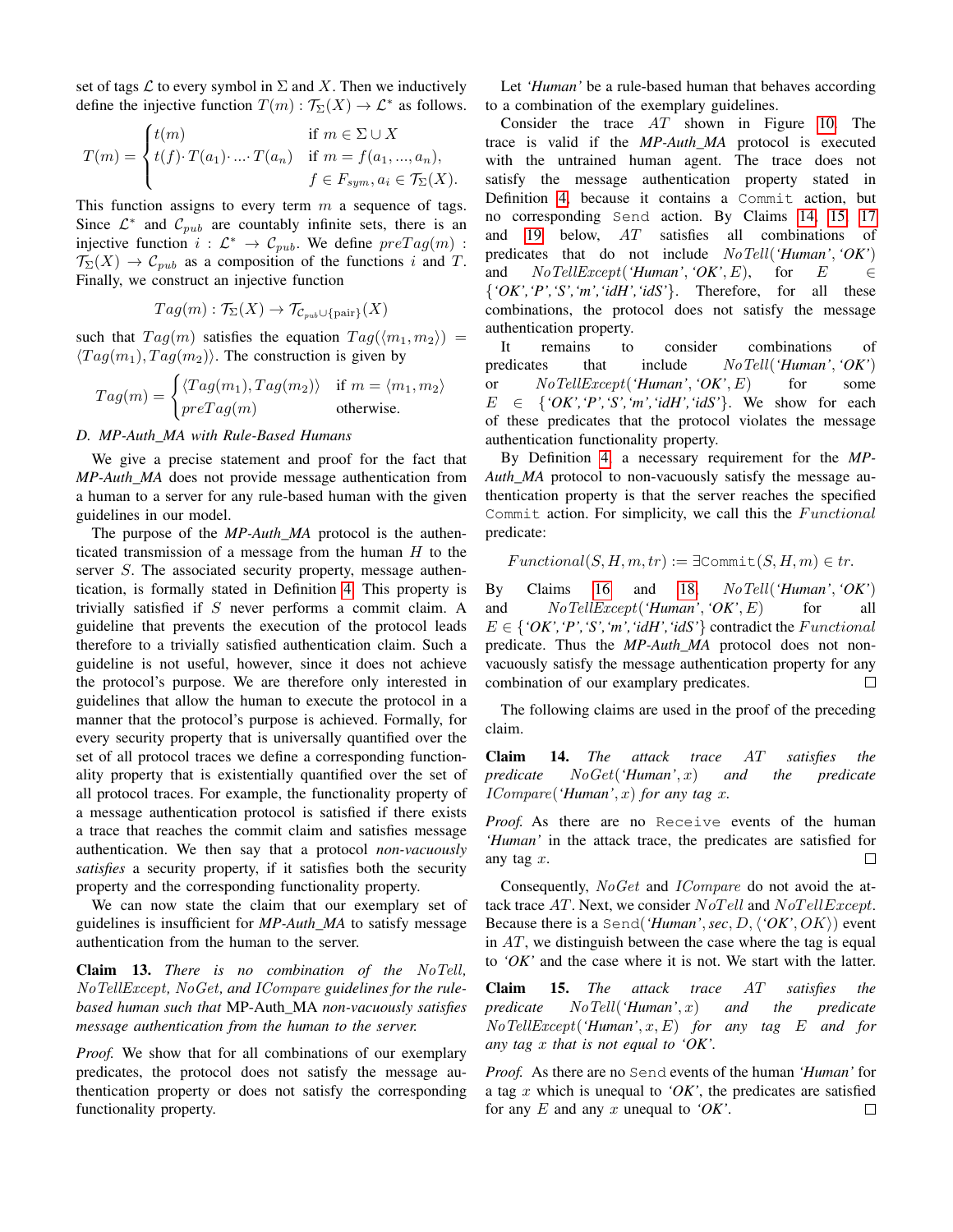set of tags $\mathcal{L}$ to every symbol in $\Sigma$ and $X$. Then we inductively define the injective function $T(m) : \mathcal{T}_\Sigma(X) \to \mathcal{L}^*$ as follows.

$$T(m) = \begin{cases} t(m) & \text{if } m \in \Sigma \cup X \\ t(f) \cdot T(a_1) \cdot \ldots \cdot T(a_n) & \text{if } m = f(a_1, ..., a_n), \\ & f \in F_{sym}, a_i \in \mathcal{T}_\Sigma(X). \end{cases}$$

This function assigns to every term $m$ a sequence of tags. Since $\mathcal{L}^*$ and $\mathcal{C}_{pub}$ are countably infinite sets, there is an injective function $i : \mathcal{L}^* \to \mathcal{C}_{pub}$. We define $preTag(m) : \mathcal{T}_\Sigma(X) \to \mathcal{C}_{pub}$ as a composition of the functions $i$ and $T$. Finally, we construct an injective function

$$Tag(m) : \mathcal{T}_\Sigma(X) \to \mathcal{T}_{\mathcal{C}_{pub} \cup \{\text{pair}\}}(X)$$

such that $Tag(m)$ satisfies the equation $Tag(\langle m_1, m_2 \rangle) = \langle Tag(m_1), Tag(m_2) \rangle$. The construction is given by

$$Tag(m) = \begin{cases} \langle Tag(m_1), Tag(m_2) \rangle & \text{if } m = \langle m_1, m_2 \rangle \\ preTag(m) & \text{otherwise.} \end{cases}$$

### D. MP-Auth_MA with Rule-Based Humans

We give a precise statement and proof for the fact that *MP-Auth_MA* does not provide message authentication from a human to a server for any rule-based human with the given guidelines in our model.

The purpose of the *MP-Auth_MA* protocol is the authenticated transmission of a message from the human $H$ to the server $S$. The associated security property, message authentication, is formally stated in Definition 4. This property is trivially satisfied if $S$ never performs a commit claim. A guideline that prevents the execution of the protocol leads therefore to a trivially satisfied authentication claim. Such a guideline is not useful, however, since it does not achieve the protocol's purpose. We are therefore only interested in guidelines that allow the human to execute the protocol in a manner that the protocol's purpose is achieved. Formally, for every security property that is universally quantified over the set of all protocol traces we define a corresponding functionality property that is existentially quantified over the set of all protocol traces. For example, the functionality property of a message authentication protocol is satisfied if there exists a trace that reaches the commit claim and satisfies message authentication. We then say that a protocol *non-vacuously satisfies* a security property, if it satisfies both the security property and the corresponding functionality property.

We can now state the claim that our exemplary set of guidelines is insufficient for *MP-Auth_MA* to satisfy message authentication from the human to the server.

**Claim 13.** *There is no combination of the $NoTell$, $NoTellExcept$, $NoGet$, and $ICompare$ guidelines for the rule-based human such that* MP-Auth_MA *non-vacuously satisfies message authentication from the human to the server.*

*Proof.* We show that for all combinations of our exemplary predicates, the protocol does not satisfy the message authentication property or does not satisfy the corresponding functionality property.

Let *'Human'* be a rule-based human that behaves according to a combination of the exemplary guidelines.

Consider the trace $AT$ shown in Figure 10. The trace is valid if the *MP-Auth_MA* protocol is executed with the untrained human agent. The trace does not satisfy the message authentication property stated in Definition 4, because it contains a `Commit` action, but no corresponding `Send` action. By Claims 14, 15, 17 and 19 below, $AT$ satisfies all combinations of predicates that do not include $NoTell(\textit{'Human'}, \textit{'OK'})$ and $NoTellExcept(\textit{'Human'}, \textit{'OK'}, E)$, for $E \in \{\textit{'OK'}, \textit{'P'}, \textit{'S'}, \textit{'m'}, \textit{'idH'}, \textit{'idS'}\}$. Therefore, for all these combinations, the protocol does not satisfy the message authentication property.

It remains to consider combinations of predicates that include $NoTell(\textit{'Human'}, \textit{'OK'})$ or $NoTellExcept(\textit{'Human'}, \textit{'OK'}, E)$ for some $E \in \{\textit{'OK'}, \textit{'P'}, \textit{'S'}, \textit{'m'}, \textit{'idH'}, \textit{'idS'}\}$. We show for each of these predicates that the protocol violates the message authentication functionality property.

By Definition 4, a necessary requirement for the *MP-Auth_MA* protocol to non-vacuously satisfy the message authentication property is that the server reaches the specified `Commit` action. For simplicity, we call this the $Functional$ predicate:

$$Functional(S, H, m, tr) := \exists \texttt{Commit}(S, H, m) \in tr.$$

By Claims 16 and 18, $NoTell(\textit{'Human'}, \textit{'OK'})$ and $NoTellExcept(\textit{'Human'}, \textit{'OK'}, E)$ for all $E \in \{\textit{'OK'}, \textit{'P'}, \textit{'S'}, \textit{'m'}, \textit{'idH'}, \textit{'idS'}\}$ contradict the $Functional$ predicate. Thus the *MP-Auth_MA* protocol does not non-vacuously satisfy the message authentication property for any combination of our examplary predicates. □

The following claims are used in the proof of the preceding claim.

**Claim 14.** *The attack trace $AT$ satisfies the predicate $NoGet(\textit{'Human'}, x)$ and the predicate $ICompare(\textit{'Human'}, x)$ for any tag $x$.*

*Proof.* As there are no `Receive` events of the human *'Human'* in the attack trace, the predicates are satisfied for any tag $x$. □

Consequently, $NoGet$ and $ICompare$ do not avoid the attack trace $AT$. Next, we consider $NoTell$ and $NoTellExcept$. Because there is a $\texttt{Send}(\textit{'Human'}, sec, D, \langle \textit{'OK'}, OK \rangle)$ event in $AT$, we distinguish between the case where the tag is equal to *'OK'* and the case where it is not. We start with the latter.

**Claim 15.** *The attack trace $AT$ satisfies the predicate $NoTell(\textit{'Human'}, x)$ and the predicate $NoTellExcept(\textit{'Human'}, x, E)$ for any tag $E$ and for any tag $x$ that is not equal to 'OK'.*

*Proof.* As there are no `Send` events of the human *'Human'* for a tag $x$ which is unequal to *'OK'*, the predicates are satisfied for any $E$ and any $x$ unequal to *'OK'*. □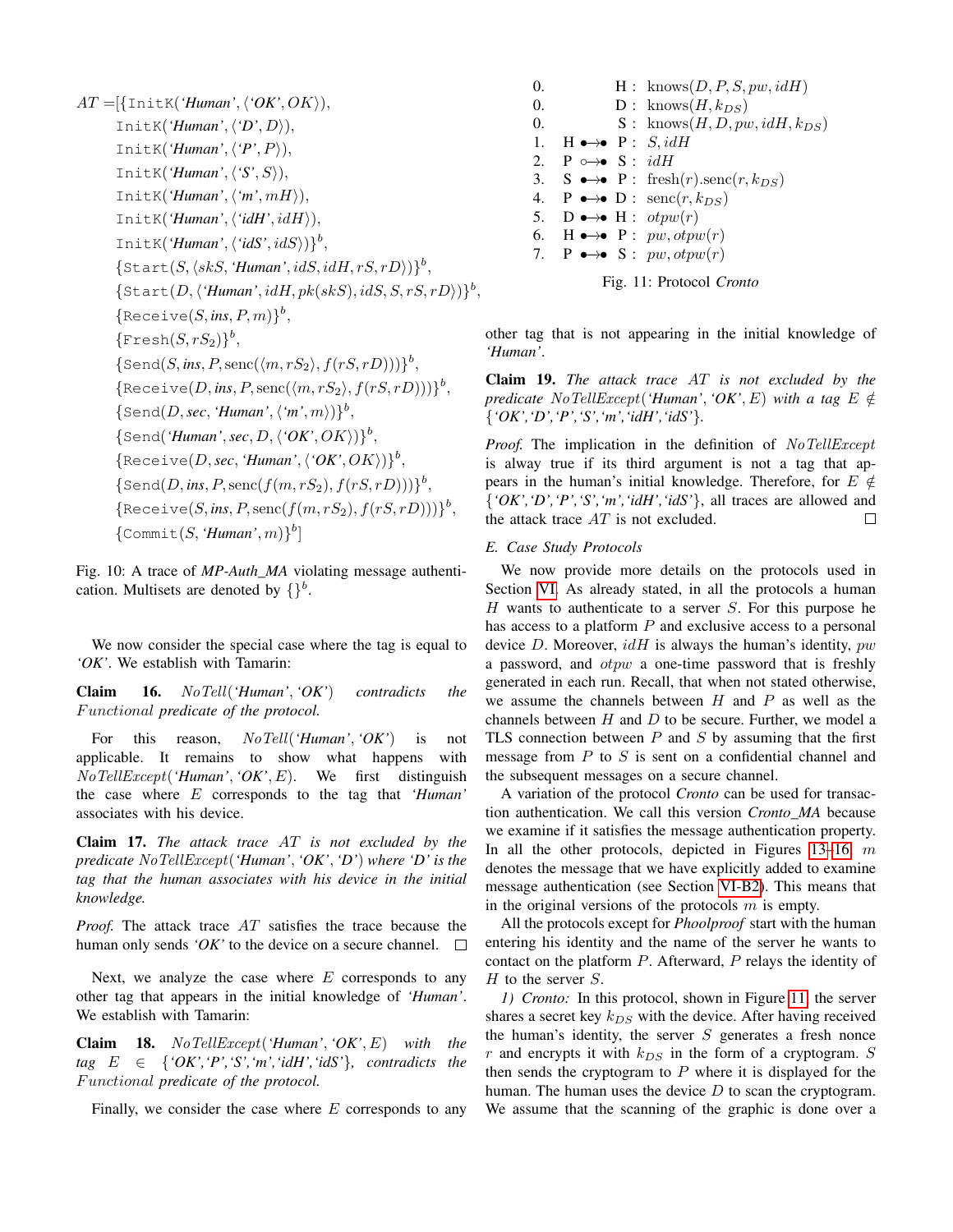$$
\begin{aligned}
AT = [&\{\texttt{InitK}(\textit{'Human'}, \langle \textit{'OK'}, OK\rangle),\\
&\texttt{InitK}(\textit{'Human'}, \langle \textit{'D'}, D\rangle),\\
&\texttt{InitK}(\textit{'Human'}, \langle \textit{'P'}, P\rangle),\\
&\texttt{InitK}(\textit{'Human'}, \langle \textit{'S'}, S\rangle),\\
&\texttt{InitK}(\textit{'Human'}, \langle \textit{'m'}, mH\rangle),\\
&\texttt{InitK}(\textit{'Human'}, \langle \textit{'idH'}, idH\rangle),\\
&\texttt{InitK}(\textit{'Human'}, \langle \textit{'idS'}, idS\rangle)\}^b,\\
&\{\texttt{Start}(S, \langle skS, \textit{'Human'}, idS, idH, rS, rD\rangle)\}^b,\\
&\{\texttt{Start}(D, \langle \textit{'Human'}, idH, pk(skS), idS, S, rS, rD\rangle)\}^b,\\
&\{\texttt{Receive}(S, \textit{ins}, P, m)\}^b,\\
&\{\texttt{Fresh}(S, rS_2)\}^b,\\
&\{\texttt{Send}(S, \textit{ins}, P, \text{senc}(\langle m, rS_2\rangle, f(rS, rD)))\}^b,\\
&\{\texttt{Receive}(D, \textit{ins}, P, \text{senc}(\langle m, rS_2\rangle, f(rS, rD)))\}^b,\\
&\{\texttt{Send}(D, \textit{sec}, \textit{'Human'}, \langle \textit{'m'}, m\rangle)\}^b,\\
&\{\texttt{Send}(\textit{'Human'}, \textit{sec}, D, \langle \textit{'OK'}, OK\rangle)\}^b,\\
&\{\texttt{Receive}(D, \textit{sec}, \textit{'Human'}, \langle \textit{'OK'}, OK\rangle)\}^b,\\
&\{\texttt{Send}(D, \textit{ins}, P, \text{senc}(f(m, rS_2), f(rS, rD)))\}^b,\\
&\{\texttt{Receive}(S, \textit{ins}, P, \text{senc}(f(m, rS_2), f(rS, rD)))\}^b,\\
&\{\texttt{Commit}(S, \textit{'Human'}, m)\}^b]
\end{aligned}
$$

Fig. 10: A trace of *MP-Auth_MA* violating message authentication. Multisets are denoted by $\{\}^b$.

We now consider the special case where the tag is equal to *'OK'*. We establish with Tamarin:

**Claim 16.** *$NoTell$('Human', 'OK') contradicts the $Functional$ predicate of the protocol.*

For this reason, $NoTell$(*'Human'*, *'OK'*) is not applicable. It remains to show what happens with $NoTellExcept$(*'Human'*, *'OK'*, $E$). We first distinguish the case where $E$ corresponds to the tag that *'Human'* associates with his device.

**Claim 17.** *The attack trace $AT$ is not excluded by the predicate $NoTellExcept$('Human', 'OK', 'D') where 'D' is the tag that the human associates with his device in the initial knowledge.*

*Proof.* The attack trace $AT$ satisfies the trace because the human only sends *'OK'* to the device on a secure channel. □

Next, we analyze the case where $E$ corresponds to any other tag that appears in the initial knowledge of *'Human'*. We establish with Tamarin:

**Claim 18.** *$NoTellExcept$('Human', 'OK', $E$) with the tag $E \in$ {'OK', 'P', 'S', 'm', 'idH', 'idS'}, contradicts the $Functional$ predicate of the protocol.*

Finally, we consider the case where $E$ corresponds to any other tag that is not appearing in the initial knowledge of *'Human'*.

**Claim 19.** *The attack trace $AT$ is not excluded by the predicate $NoTellExcept$('Human', 'OK', $E$) with a tag $E \notin$ {'OK', 'D', 'P', 'S', 'm', 'idH', 'idS'}.*

*Proof.* The implication in the definition of $NoTellExcept$ is alway true if its third argument is not a tag that appears in the human's initial knowledge. Therefore, for $E \notin$ {*'OK', 'D', 'P', 'S', 'm', 'idH', 'idS'*}, all traces are allowed and the attack trace $AT$ is not excluded. □

| | | | |
|---|---|---|---|
| 0. | H | : | knows$(D, P, S, pw, idH)$ |
| 0. | D | : | knows$(H, k_{DS})$ |
| 0. | S | : | knows$(H, D, pw, idH, k_{DS})$ |
| 1. | H $\bullet\!\!\rightarrow\!\!\bullet$ P | : | $S, idH$ |
| 2. | P $\circ\!\!\rightarrow\!\!\bullet$ S | : | $idH$ |
| 3. | S $\bullet\!\!\rightarrow\!\!\bullet$ P | : | fresh$(r)$.senc$(r, k_{DS})$ |
| 4. | P $\bullet\!\!\rightarrow\!\!\bullet$ D | : | senc$(r, k_{DS})$ |
| 5. | D $\bullet\!\!\rightarrow\!\!\bullet$ H | : | $otpw(r)$ |
| 6. | H $\bullet\!\!\rightarrow\!\!\bullet$ P | : | $pw, otpw(r)$ |
| 7. | P $\bullet\!\!\rightarrow\!\!\bullet$ S | : | $pw, otpw(r)$ |

Fig. 11: Protocol *Cronto*

### E. Case Study Protocols

We now provide more details on the protocols used in Section VI. As already stated, in all the protocols a human $H$ wants to authenticate to a server $S$. For this purpose he has access to a platform $P$ and exclusive access to a personal device $D$. Moreover, $idH$ is always the human's identity, $pw$ a password, and $otpw$ a one-time password that is freshly generated in each run. Recall, that when not stated otherwise, we assume the channels between $H$ and $P$ as well as the channels between $H$ and $D$ to be secure. Further, we model a TLS connection between $P$ and $S$ by assuming that the first message from $P$ to $S$ is sent on a confidential channel and the subsequent messages on a secure channel.

A variation of the protocol *Cronto* can be used for transaction authentication. We call this version *Cronto_MA* because we examine if it satisfies the message authentication property. In all the other protocols, depicted in Figures 13–16, $m$ denotes the message that we have explicitly added to examine message authentication (see Section VI-B2). This means that in the original versions of the protocols $m$ is empty.

All the protocols except for *Phoolproof* start with the human entering his identity and the name of the server he wants to contact on the platform $P$. Afterward, $P$ relays the identity of $H$ to the server $S$.

*1) Cronto:* In this protocol, shown in Figure 11, the server shares a secret key $k_{DS}$ with the device. After having received the human's identity, the server $S$ generates a fresh nonce $r$ and encrypts it with $k_{DS}$ in the form of a cryptogram. $S$ then sends the cryptogram to $P$ where it is displayed for the human. The human uses the device $D$ to scan the cryptogram. We assume that the scanning of the graphic is done over a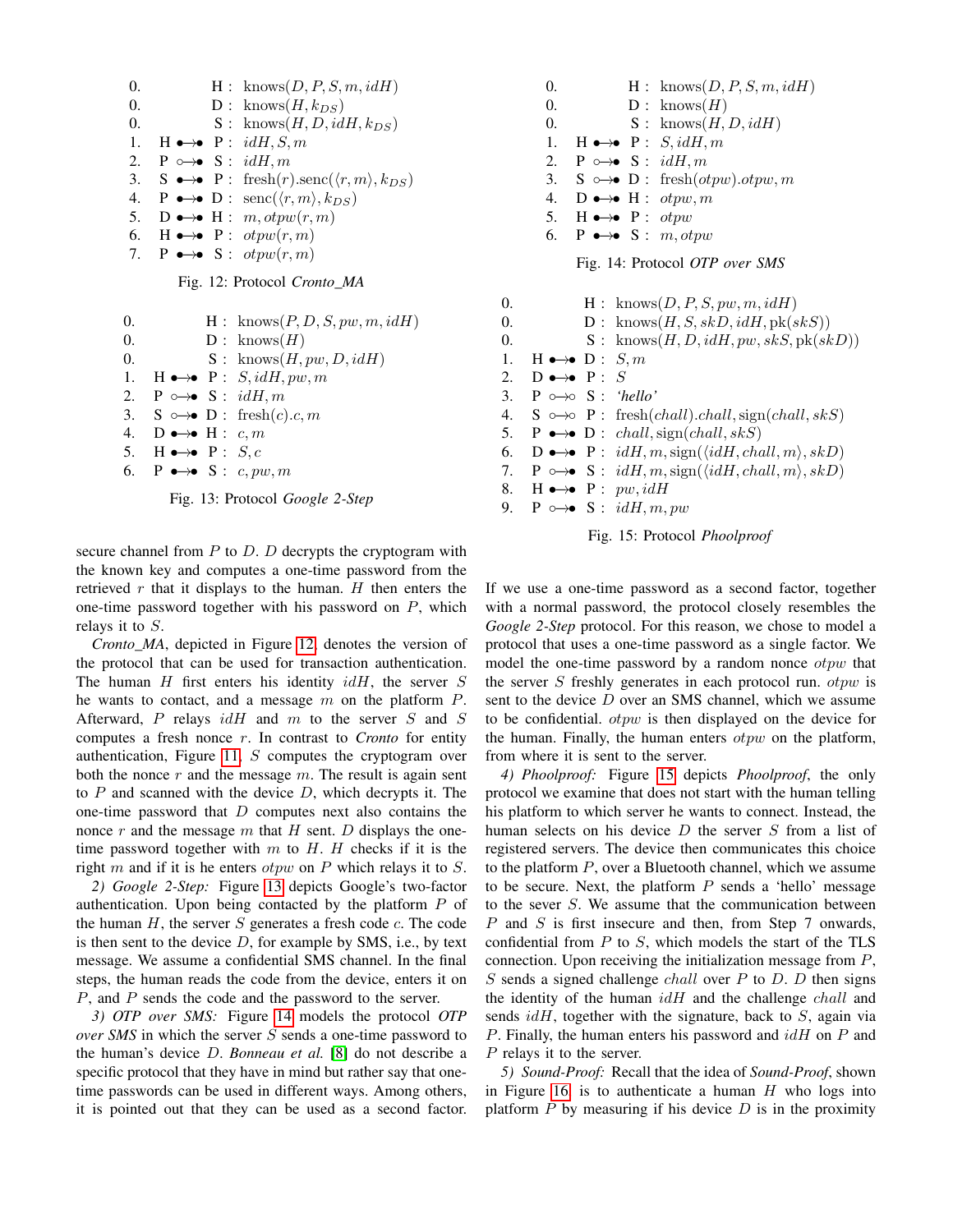| | | |
|---|---|---|
| 0. | H : | knows$(D, P, S, m, idH)$ |
| 0. | D : | knows$(H, k_{DS})$ |
| 0. | S : | knows$(H, D, idH, k_{DS})$ |
| 1. | H $\bullet\!\!\rightarrow\!\!\bullet$ P : | $idH, S, m$ |
| 2. | P $\circ\!\!\rightarrow\!\!\bullet$ S : | $idH, m$ |
| 3. | S $\bullet\!\!\rightarrow\!\!\bullet$ P : | fresh$(r)$.senc$(\langle r, m\rangle, k_{DS})$ |
| 4. | P $\bullet\!\!\rightarrow\!\!\bullet$ D : | senc$(\langle r, m\rangle, k_{DS})$ |
| 5. | D $\bullet\!\!\rightarrow\!\!\bullet$ H : | $m, otpw(r, m)$ |
| 6. | H $\bullet\!\!\rightarrow\!\!\bullet$ P : | $otpw(r, m)$ |
| 7. | P $\bullet\!\!\rightarrow\!\!\bullet$ S : | $otpw(r, m)$ |

Fig. 12: Protocol *Cronto_MA*

| | | |
|---|---|---|
| 0. | H : | knows$(P, D, S, pw, m, idH)$ |
| 0. | D : | knows$(H)$ |
| 0. | S : | knows$(H, pw, D, idH)$ |
| 1. | H $\bullet\!\!\rightarrow\!\!\bullet$ P : | $S, idH, pw, m$ |
| 2. | P $\circ\!\!\rightarrow\!\!\bullet$ S : | $idH, m$ |
| 3. | S $\circ\!\!\rightarrow\!\!\bullet$ D : | fresh$(c).c, m$ |
| 4. | D $\bullet\!\!\rightarrow\!\!\bullet$ H : | $c, m$ |
| 5. | H $\bullet\!\!\rightarrow\!\!\bullet$ P : | $S, c$ |
| 6. | P $\bullet\!\!\rightarrow\!\!\bullet$ S : | $c, pw, m$ |

Fig. 13: Protocol *Google 2-Step*

secure channel from $P$ to $D$. $D$ decrypts the cryptogram with the known key and computes a one-time password from the retrieved $r$ that it displays to the human. $H$ then enters the one-time password together with his password on $P$, which relays it to $S$.

*Cronto_MA*, depicted in Figure 12, denotes the version of the protocol that can be used for transaction authentication. The human $H$ first enters his identity $idH$, the server $S$ he wants to contact, and a message $m$ on the platform $P$. Afterward, $P$ relays $idH$ and $m$ to the server $S$ and $S$ computes a fresh nonce $r$. In contrast to *Cronto* for entity authentication, Figure 11, $S$ computes the cryptogram over both the nonce $r$ and the message $m$. The result is again sent to $P$ and scanned with the device $D$, which decrypts it. The one-time password that $D$ computes next also contains the nonce $r$ and the message $m$ that $H$ sent. $D$ displays the one-time password together with $m$ to $H$. $H$ checks if it is the right $m$ and if it is he enters $otpw$ on $P$ which relays it to $S$.

*2) Google 2-Step:* Figure 13 depicts Google's two-factor authentication. Upon being contacted by the platform $P$ of the human $H$, the server $S$ generates a fresh code $c$. The code is then sent to the device $D$, for example by SMS, i.e., by text message. We assume a confidential SMS channel. In the final steps, the human reads the code from the device, enters it on $P$, and $P$ sends the code and the password to the server.

*3) OTP over SMS:* Figure 14 models the protocol *OTP over SMS* in which the server $S$ sends a one-time password to the human's device $D$. *Bonneau et al.* [8] do not describe a specific protocol that they have in mind but rather say that one-time passwords can be used in different ways. Among others, it is pointed out that they can be used as a second factor.

| | | |
|---|---|---|
| 0. | H : | knows$(D, P, S, m, idH)$ |
| 0. | D : | knows$(H)$ |
| 0. | S : | knows$(H, D, idH)$ |
| 1. | H $\bullet\!\!\rightarrow\!\!\bullet$ P : | $S, idH, m$ |
| 2. | P $\circ\!\!\rightarrow\!\!\bullet$ S : | $idH, m$ |
| 3. | S $\circ\!\!\rightarrow\!\!\bullet$ D : | fresh$(otpw).otpw, m$ |
| 4. | D $\bullet\!\!\rightarrow\!\!\bullet$ H : | $otpw, m$ |
| 5. | H $\bullet\!\!\rightarrow\!\!\bullet$ P : | $otpw$ |
| 6. | P $\bullet\!\!\rightarrow\!\!\bullet$ S : | $m, otpw$ |

Fig. 14: Protocol *OTP over SMS*

| | | |
|---|---|---|
| 0. | H : | knows$(D, P, S, pw, m, idH)$ |
| 0. | D : | knows$(H, S, skD, idH, \text{pk}(skS))$ |
| 0. | S : | knows$(H, D, idH, pw, skS, \text{pk}(skD))$ |
| 1. | H $\bullet\!\!\rightarrow\!\!\bullet$ D : | $S, m$ |
| 2. | D $\bullet\!\!\rightarrow\!\!\bullet$ P : | $S$ |
| 3. | P $\circ\!\!\rightarrow\!\!\circ$ S : | *'hello'* |
| 4. | S $\circ\!\!\rightarrow\!\!\circ$ P : | fresh$(chall).chall$, sign$(chall, skS)$ |
| 5. | P $\bullet\!\!\rightarrow\!\!\bullet$ D : | $chall$, sign$(chall, skS)$ |
| 6. | D $\bullet\!\!\rightarrow\!\!\bullet$ P : | $idH, m$, sign$(\langle idH, chall, m\rangle, skD)$ |
| 7. | P $\circ\!\!\rightarrow\!\!\bullet$ S : | $idH, m$, sign$(\langle idH, chall, m\rangle, skD)$ |
| 8. | H $\bullet\!\!\rightarrow\!\!\bullet$ P : | $pw, idH$ |
| 9. | P $\circ\!\!\rightarrow\!\!\bullet$ S : | $idH, m, pw$ |

Fig. 15: Protocol *Phoolproof*

If we use a one-time password as a second factor, together with a normal password, the protocol closely resembles the *Google 2-Step* protocol. For this reason, we chose to model a protocol that uses a one-time password as a single factor. We model the one-time password by a random nonce $otpw$ that the server $S$ freshly generates in each protocol run. $otpw$ is sent to the device $D$ over an SMS channel, which we assume to be confidential. $otpw$ is then displayed on the device for the human. Finally, the human enters $otpw$ on the platform, from where it is sent to the server.

*4) Phoolproof:* Figure 15 depicts *Phoolproof*, the only protocol we examine that does not start with the human telling his platform to which server he wants to connect. Instead, the human selects on his device $D$ the server $S$ from a list of registered servers. The device then communicates this choice to the platform $P$, over a Bluetooth channel, which we assume to be secure. Next, the platform $P$ sends a 'hello' message to the sever $S$. We assume that the communication between $P$ and $S$ is first insecure and then, from Step 7 onwards, confidential from $P$ to $S$, which models the start of the TLS connection. Upon receiving the initialization message from $P$, $S$ sends a signed challenge $chall$ over $P$ to $D$. $D$ then signs the identity of the human $idH$ and the challenge $chall$ and sends $idH$, together with the signature, back to $S$, again via $P$. Finally, the human enters his password and $idH$ on $P$ and $P$ relays it to the server.

*5) Sound-Proof:* Recall that the idea of *Sound-Proof*, shown in Figure 16, is to authenticate a human $H$ who logs into platform $P$ by measuring if his device $D$ is in the proximity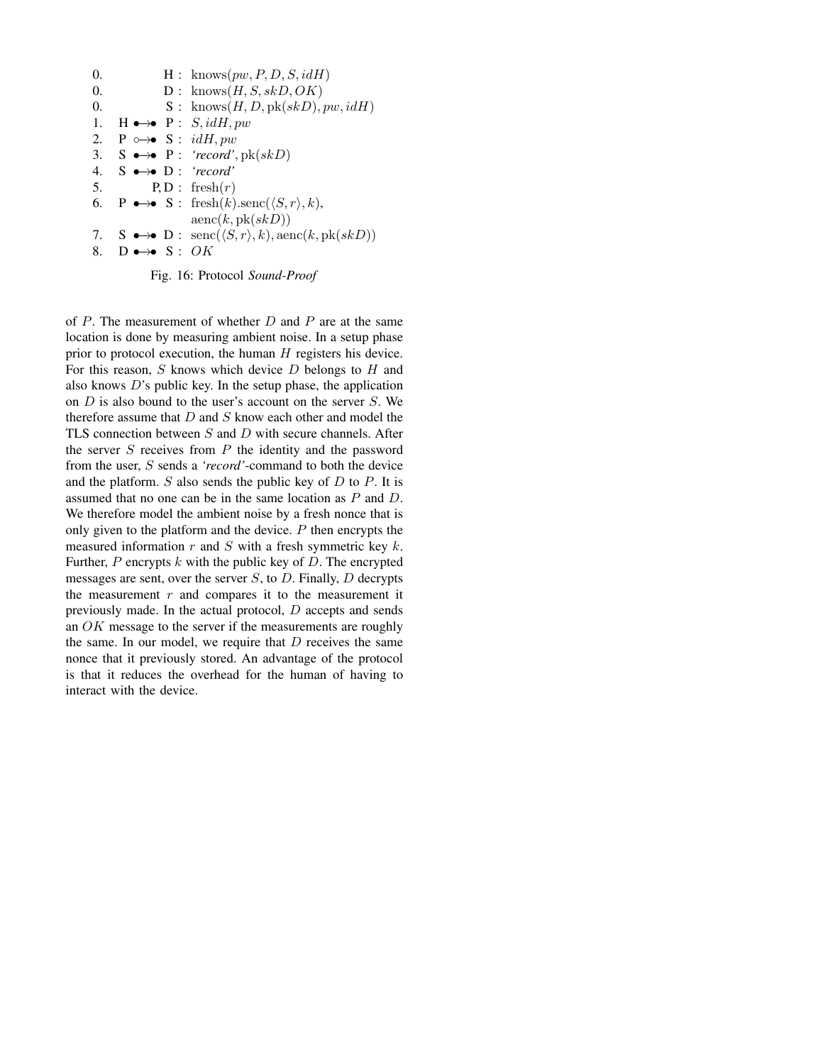| | | | |
|---|---|---|---|
| 0. | | H : | $\text{knows}(pw, P, D, S, idH)$ |
| 0. | | D : | $\text{knows}(H, S, skD, OK)$ |
| 0. | | S : | $\text{knows}(H, D, \text{pk}(skD), pw, idH)$ |
| 1. | H $\bullet\!\!\rightarrow\!\!\bullet$ P : | | $S, idH, pw$ |
| 2. | P $\circ\!\!\rightarrow\!\!\bullet$ S : | | $idH, pw$ |
| 3. | S $\bullet\!\!\rightarrow\!\!\bullet$ P : | | *'record'*, $\text{pk}(skD)$ |
| 4. | S $\bullet\!\!\rightarrow\!\!\bullet$ D : | | *'record'* |
| 5. | | P, D : | $\text{fresh}(r)$ |
| 6. | P $\bullet\!\!\rightarrow\!\!\bullet$ S : | | $\text{fresh}(k).\text{senc}(\langle S, r\rangle, k)$, $\text{aenc}(k, \text{pk}(skD))$ |
| 7. | S $\bullet\!\!\rightarrow\!\!\bullet$ D : | | $\text{senc}(\langle S, r\rangle, k), \text{aenc}(k, \text{pk}(skD))$ |
| 8. | D $\bullet\!\!\rightarrow\!\!\bullet$ S : | | $OK$ |

Fig. 16: Protocol *Sound-Proof*

of $P$. The measurement of whether $D$ and $P$ are at the same location is done by measuring ambient noise. In a setup phase prior to protocol execution, the human $H$ registers his device. For this reason, $S$ knows which device $D$ belongs to $H$ and also knows $D$'s public key. In the setup phase, the application on $D$ is also bound to the user's account on the server $S$. We therefore assume that $D$ and $S$ know each other and model the TLS connection between $S$ and $D$ with secure channels. After the server $S$ receives from $P$ the identity and the password from the user, $S$ sends a *'record'*-command to both the device and the platform. $S$ also sends the public key of $D$ to $P$. It is assumed that no one can be in the same location as $P$ and $D$. We therefore model the ambient noise by a fresh nonce that is only given to the platform and the device. $P$ then encrypts the measured information $r$ and $S$ with a fresh symmetric key $k$. Further, $P$ encrypts $k$ with the public key of $D$. The encrypted messages are sent, over the server $S$, to $D$. Finally, $D$ decrypts the measurement $r$ and compares it to the measurement it previously made. In the actual protocol, $D$ accepts and sends an $OK$ message to the server if the measurements are roughly the same. In our model, we require that $D$ receives the same nonce that it previously stored. An advantage of the protocol is that it reduces the overhead for the human of having to interact with the device.